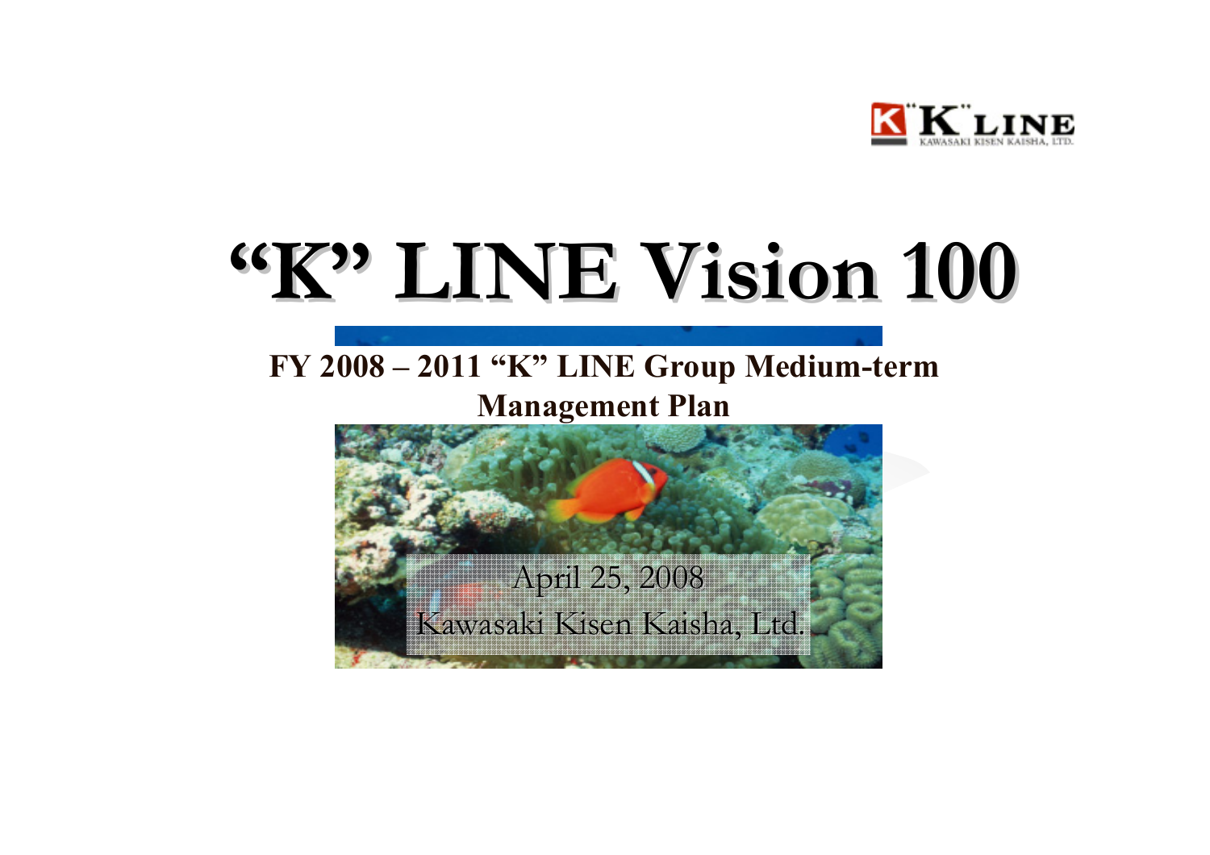“K” LINE

# “K” LINE Vision 100

## FY 2008 – 2011 “K” LINE Group Medium-term Management Plan

April 25, 2008

Kawasaki Kisen Kaisha, Ltd.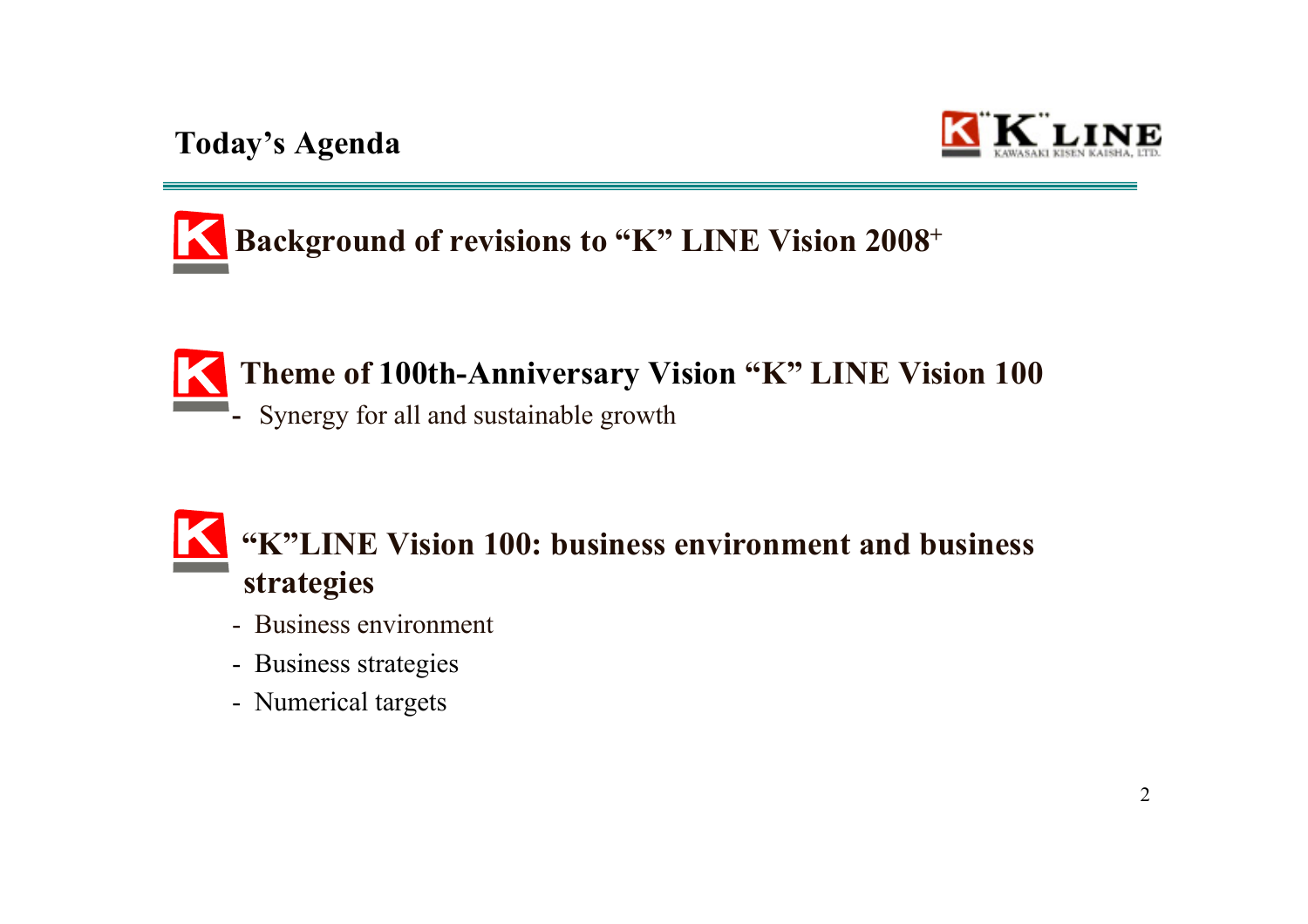# Today's Agenda

## Background of revisions to "K" LINE Vision 2008+

## Theme of 100th-Anniversary Vision "K" LINE Vision 100

- Synergy for all and sustainable growth

## "K"LINE Vision 100: business environment and business strategies

- Business environment
- Business strategies
- Numerical targets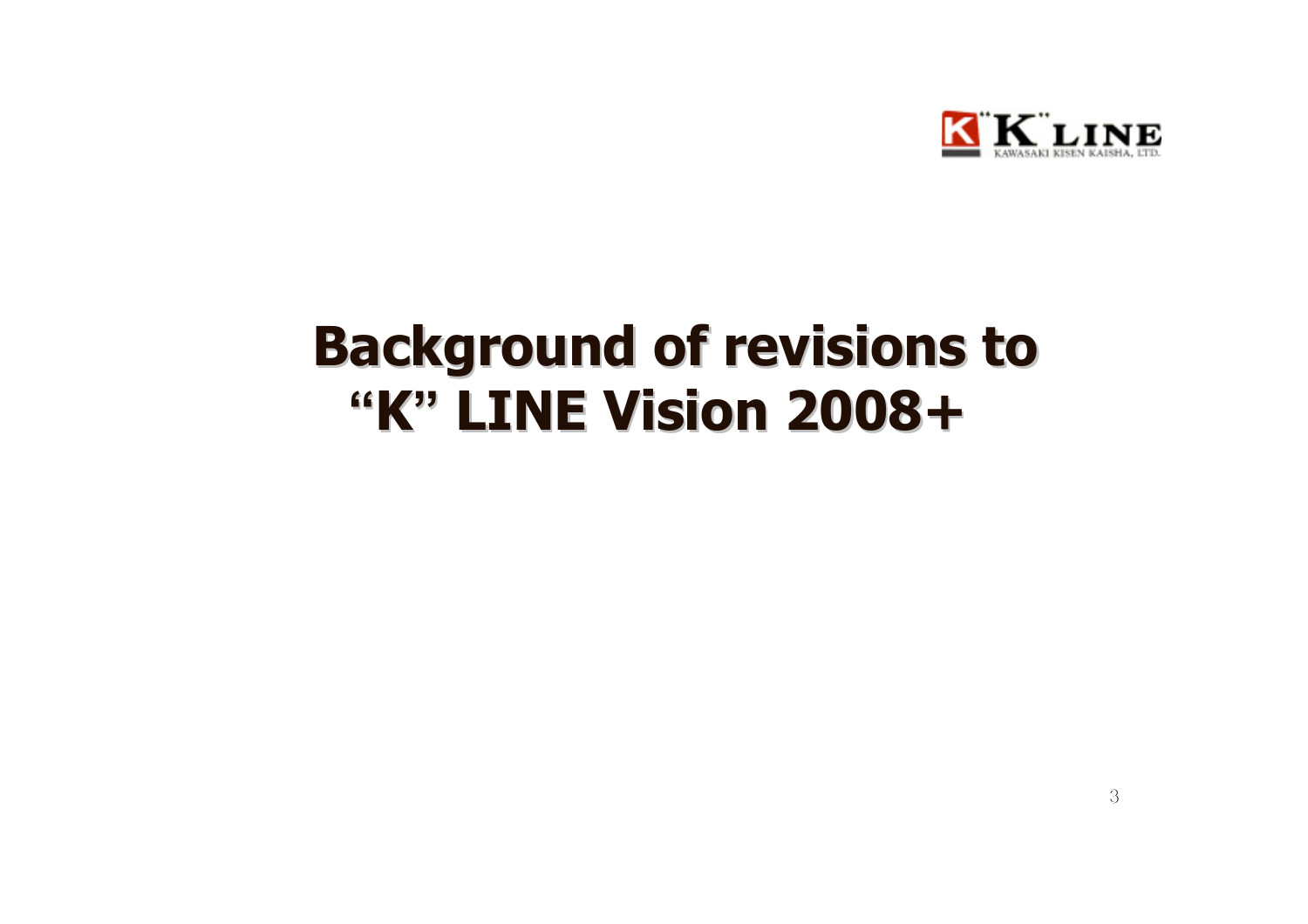# Background of revisions to "K" LINE Vision 2008+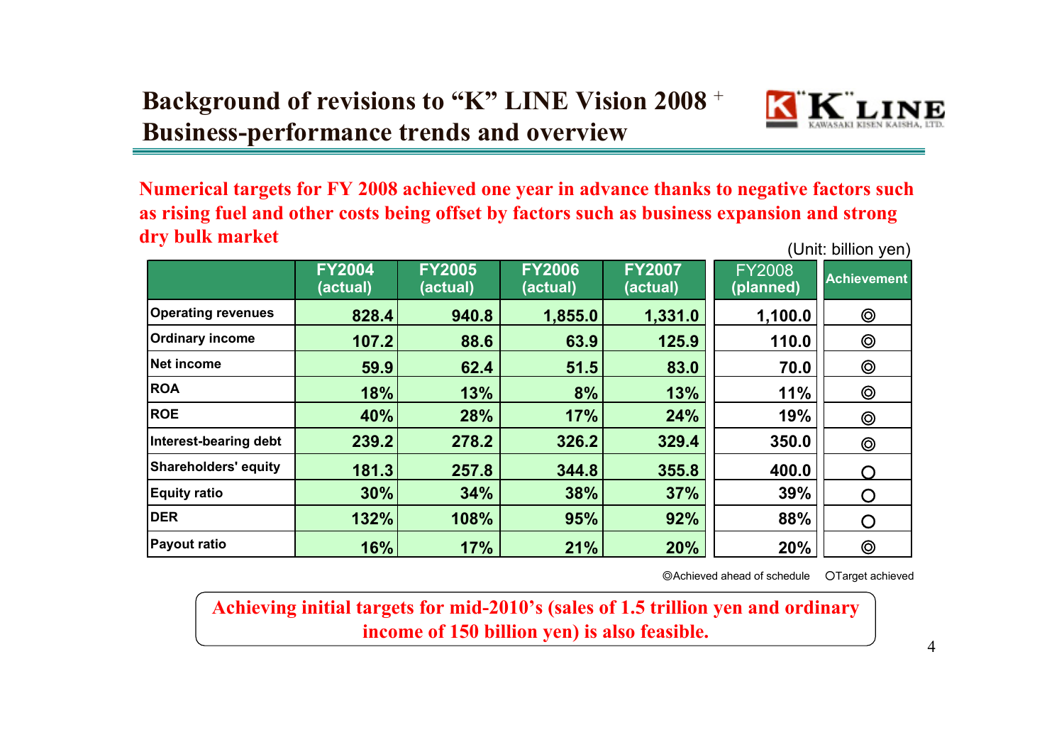# Background of revisions to "K" LINE Vision 2008 +
## Business-performance trends and overview

**Numerical targets for FY 2008 achieved one year in advance thanks to negative factors such as rising fuel and other costs being offset by factors such as business expansion and strong dry bulk market**

(Unit: billion yen)

| | FY2004 (actual) | FY2005 (actual) | FY2006 (actual) | FY2007 (actual) | FY2008 (planned) | Achievement |
|---|---|---|---|---|---|---|
| Operating revenues | 828.4 | 940.8 | 1,855.0 | 1,331.0 | 1,100.0 | ◎ |
| Ordinary income | 107.2 | 88.6 | 63.9 | 125.9 | 110.0 | ◎ |
| Net income | 59.9 | 62.4 | 51.5 | 83.0 | 70.0 | ◎ |
| ROA | 18% | 13% | 8% | 13% | 11% | ◎ |
| ROE | 40% | 28% | 17% | 24% | 19% | ◎ |
| Interest-bearing debt | 239.2 | 278.2 | 326.2 | 329.4 | 350.0 | ◎ |
| Shareholders' equity | 181.3 | 257.8 | 344.8 | 355.8 | 400.0 | ○ |
| Equity ratio | 30% | 34% | 38% | 37% | 39% | ○ |
| DER | 132% | 108% | 95% | 92% | 88% | ○ |
| Payout ratio | 16% | 17% | 21% | 20% | 20% | ◎ |

◎Achieved ahead of schedule ○Target achieved

**Achieving initial targets for mid-2010's (sales of 1.5 trillion yen and ordinary income of 150 billion yen) is also feasible.**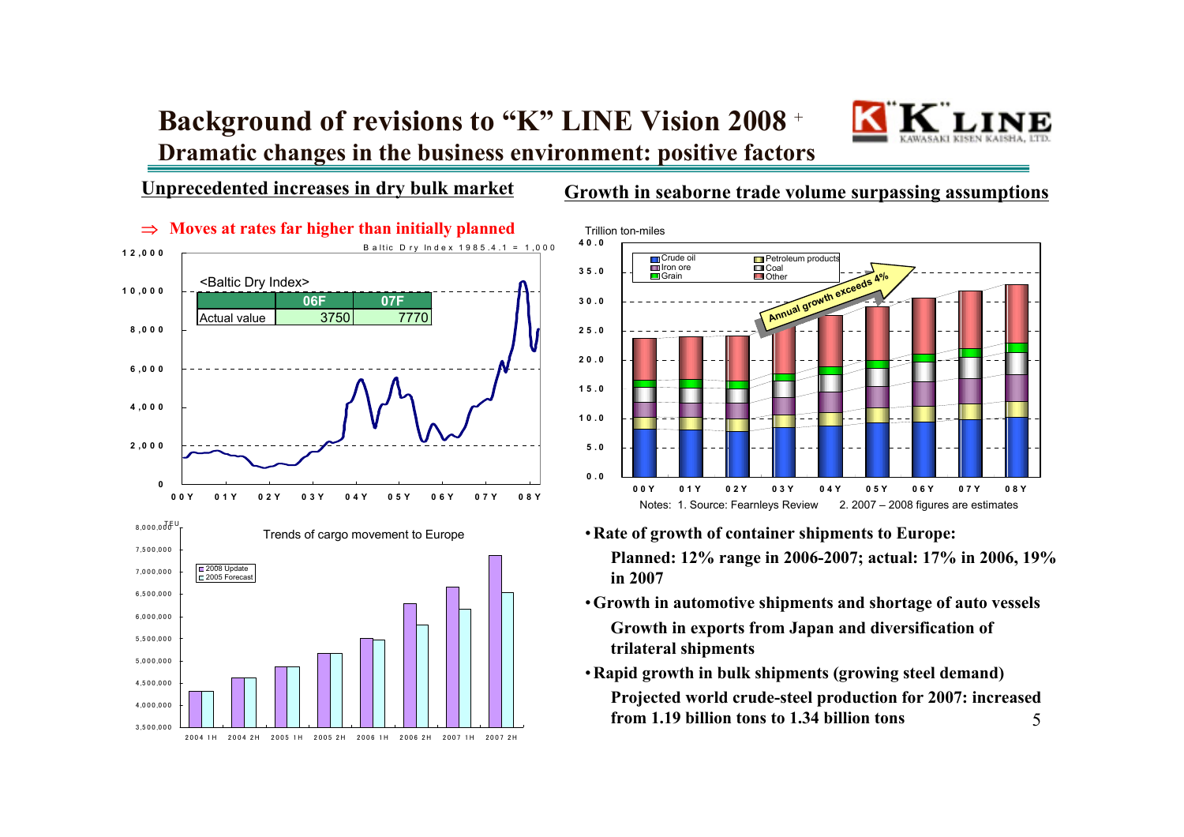# Background of revisions to "K" LINE Vision 2008 +

## Dramatic changes in the business environment: positive factors

### Unprecedented increases in dry bulk market

**⇒ Moves at rates far higher than initially planned**

Baltic Dry Index 1985.4.1 = 1,000

<Baltic Dry Index>

| | 06F | 07F |
|---|---|---|
| Actual value | 3750 | 7770 |

Trends of cargo movement to Europe

### Growth in seaborne trade volume surpassing assumptions

Trillion ton-miles

Annual growth exceeds 4%

Notes: 1. Source: Fearnleys Review 2. 2007 – 2008 figures are estimates

- **Rate of growth of container shipments to Europe:**
  **Planned: 12% range in 2006-2007; actual: 17% in 2006, 19% in 2007**
- **Growth in automotive shipments and shortage of auto vessels**
  **Growth in exports from Japan and diversification of trilateral shipments**
- **Rapid growth in bulk shipments (growing steel demand)**
  **Projected world crude-steel production for 2007: increased from 1.19 billion tons to 1.34 billion tons**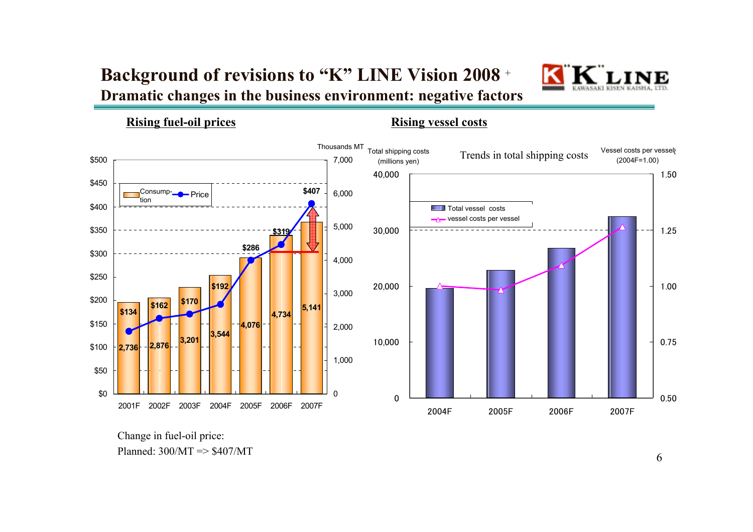# Background of revisions to "K" LINE Vision 2008 +

## Dramatic changes in the business environment: negative factors

### Rising fuel-oil prices

| | 2001F | 2002F | 2003F | 2004F | 2005F | 2006F | 2007F |
|---|---|---|---|---|---|---|---|
| Consumption (Thousands MT) | 2,736 | 2,876 | 3,201 | 3,544 | 4,076 | 4,734 | 5,141 |
| Price | $134 | $162 | $170 | $192 | $286 | $319 | $407 |

Change in fuel-oil price:
Planned: 300/MT => $407/MT

### Rising vessel costs

Trends in total shipping costs

Total shipping costs (millions yen) / Vessel costs per vessel (2004F=1.00)

Legend: Total vessel costs; vessel costs per vessel

Years: 2004F, 2005F, 2006F, 2007F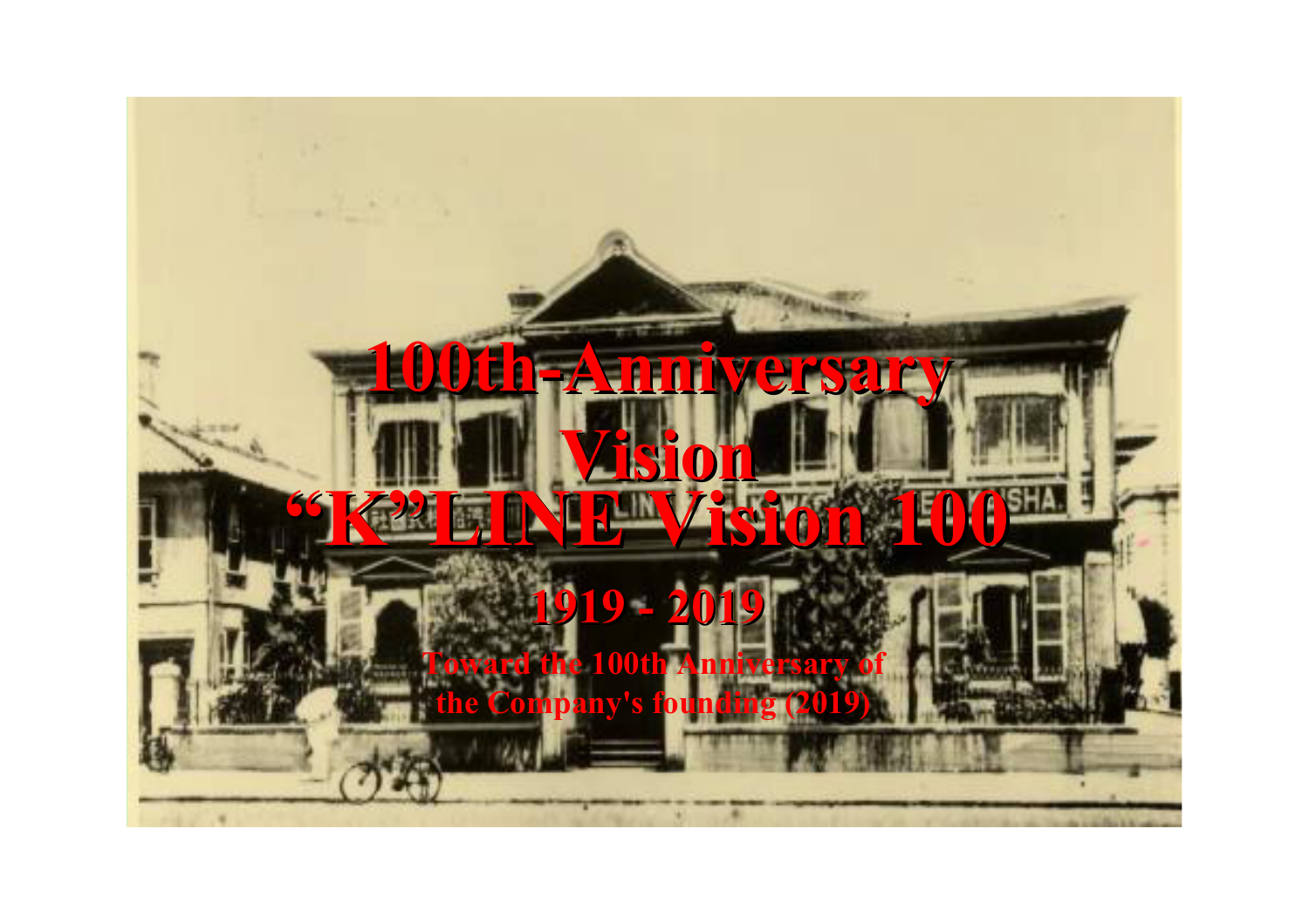# 100th-Anniversary Vision

# "K"LINE Vision 100

## 1919 - 2019

**Toward the 100th Anniversary of the Company's founding (2019)**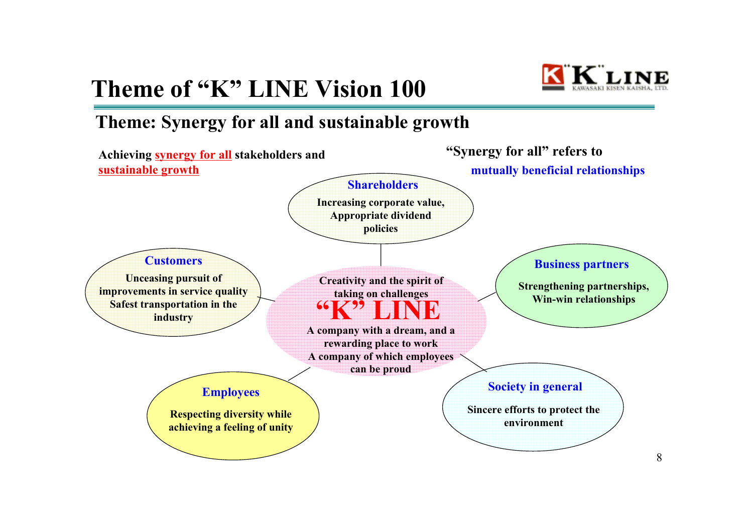# Theme of "K" LINE Vision 100

## Theme: Synergy for all and sustainable growth

Achieving synergy for all stakeholders and sustainable growth

"Synergy for all" refers to mutually beneficial relationships

### "K" LINE

Creativity and the spirit of taking on challenges

A company with a dream, and a rewarding place to work
A company of which employees can be proud

### Shareholders

Increasing corporate value,
Appropriate dividend policies

### Customers

Unceasing pursuit of improvements in service quality
Safest transportation in the industry

### Business partners

Strengthening partnerships,
Win-win relationships

### Employees

Respecting diversity while achieving a feeling of unity

### Society in general

Sincere efforts to protect the environment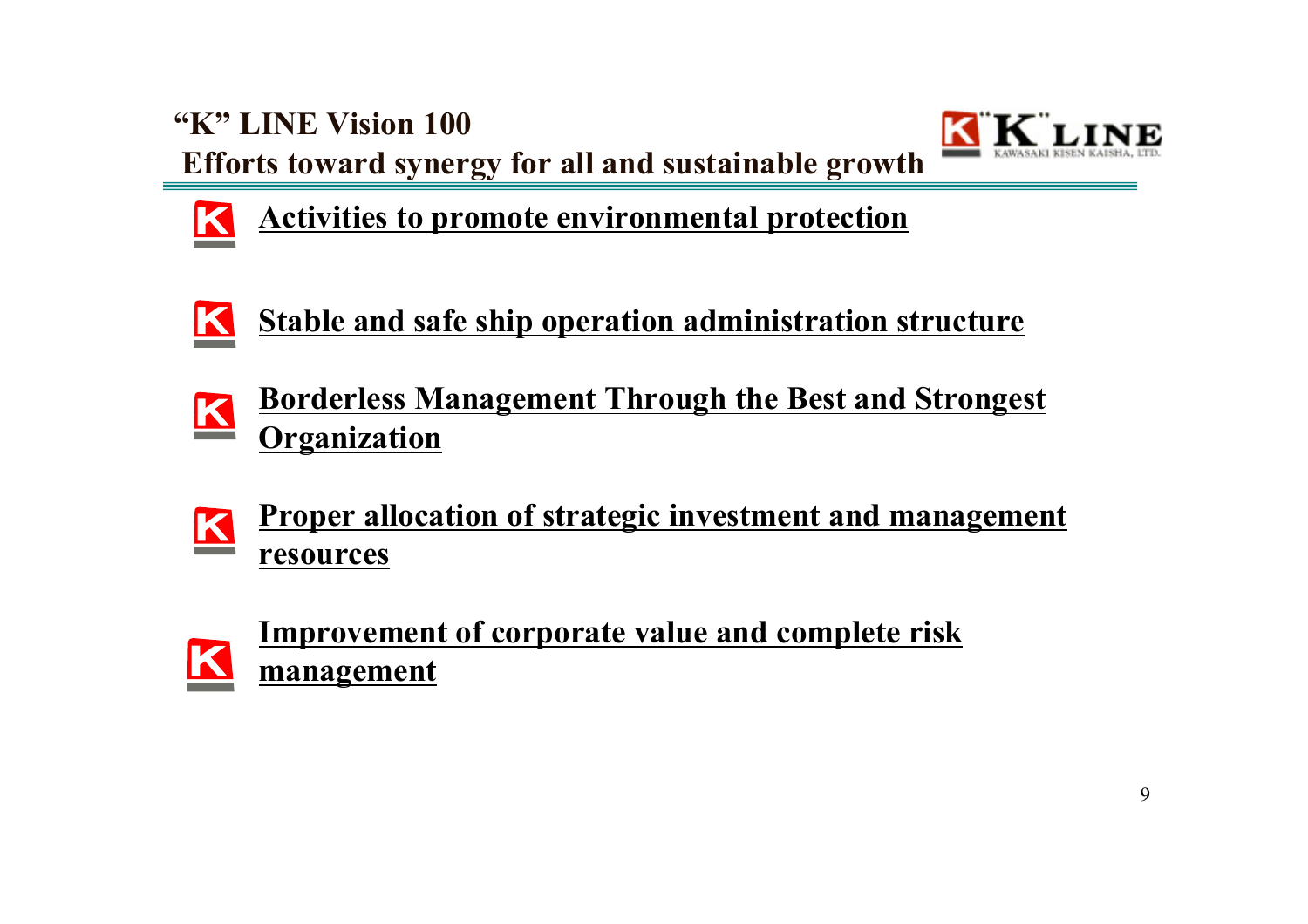# "K" LINE Vision 100

## Efforts toward synergy for all and sustainable growth

- **Activities to promote environmental protection**
- **Stable and safe ship operation administration structure**
- **Borderless Management Through the Best and Strongest Organization**
- **Proper allocation of strategic investment and management resources**
- **Improvement of corporate value and complete risk management**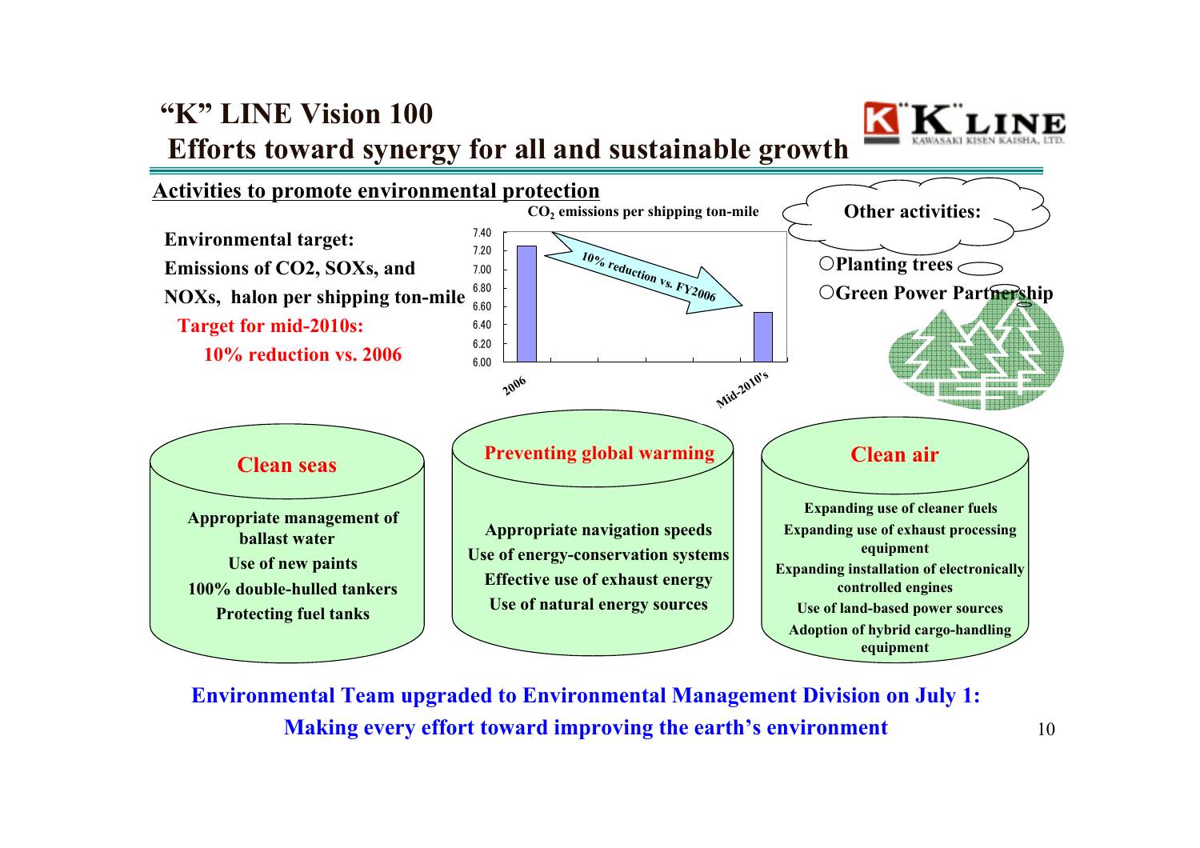# "K" LINE Vision 100

## Efforts toward synergy for all and sustainable growth

### Activities to promote environmental protection

**Environmental target:**
**Emissions of CO2, SOXs, and NOXs, halon per shipping ton-mile**
**Target for mid-2010s:**
**10% reduction vs. 2006**

**$CO_2$ emissions per shipping ton-mile**

| | 2006 | Mid-2010's |
|---|---|---|
| $CO_2$ emissions per shipping ton-mile | ~7.25 | ~6.55 |

10% reduction vs. FY2006

**Other activities:**

- ○Planting trees
- ○Green Power Partnership

#### Clean seas

- Appropriate management of ballast water
- Use of new paints
- 100% double-hulled tankers
- Protecting fuel tanks

#### Preventing global warming

- Appropriate navigation speeds
- Use of energy-conservation systems
- Effective use of exhaust energy
- Use of natural energy sources

#### Clean air

- Expanding use of cleaner fuels
- Expanding use of exhaust processing equipment
- Expanding installation of electronically controlled engines
- Use of land-based power sources
- Adoption of hybrid cargo-handling equipment

**Environmental Team upgraded to Environmental Management Division on July 1:**
**Making every effort toward improving the earth's environment**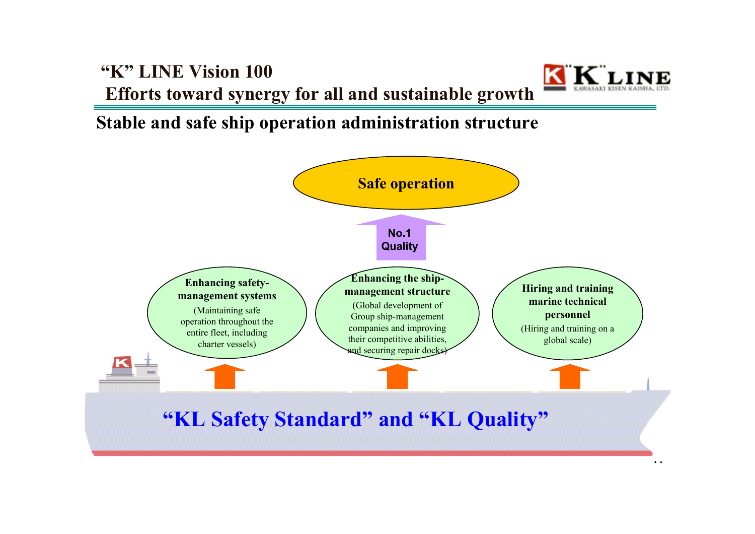# "K" LINE Vision 100

## Efforts toward synergy for all and sustainable growth

### Stable and safe ship operation administration structure

**Safe operation**

**No.1 Quality**

**Enhancing safety-management systems**
(Maintaining safe operation throughout the entire fleet, including charter vessels)

**Enhancing the ship-management structure**
(Global development of Group ship-management companies and improving their competitive abilities, and securing repair docks)

**Hiring and training marine technical personnel**
(Hiring and training on a global scale)

**"KL Safety Standard" and "KL Quality"**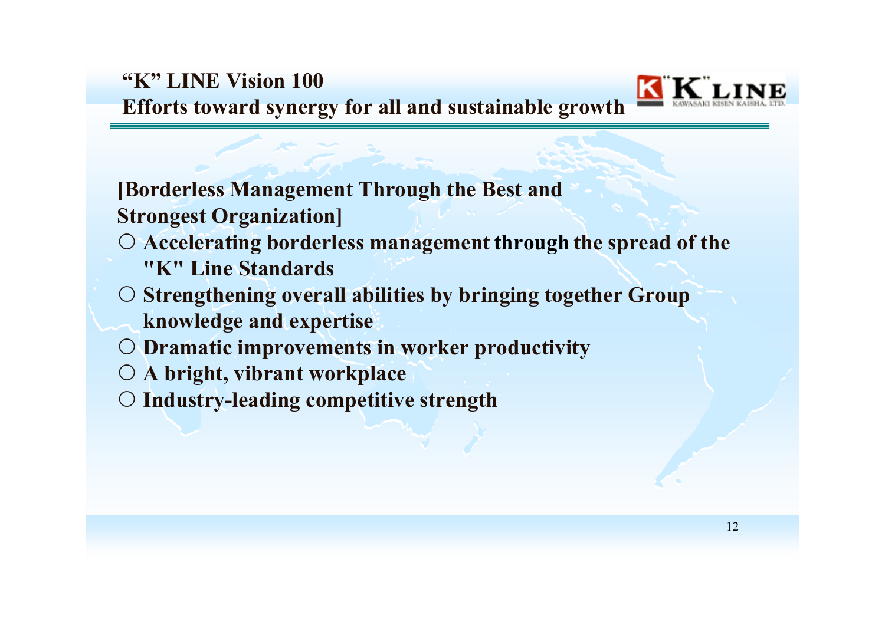# "K" LINE Vision 100
## Efforts toward synergy for all and sustainable growth

**[Borderless Management Through the Best and Strongest Organization]**

- ○ **Accelerating borderless management through the spread of the "K" Line Standards**
- ○ **Strengthening overall abilities by bringing together Group knowledge and expertise**
- ○ **Dramatic improvements in worker productivity**
- ○ **A bright, vibrant workplace**
- ○ **Industry-leading competitive strength**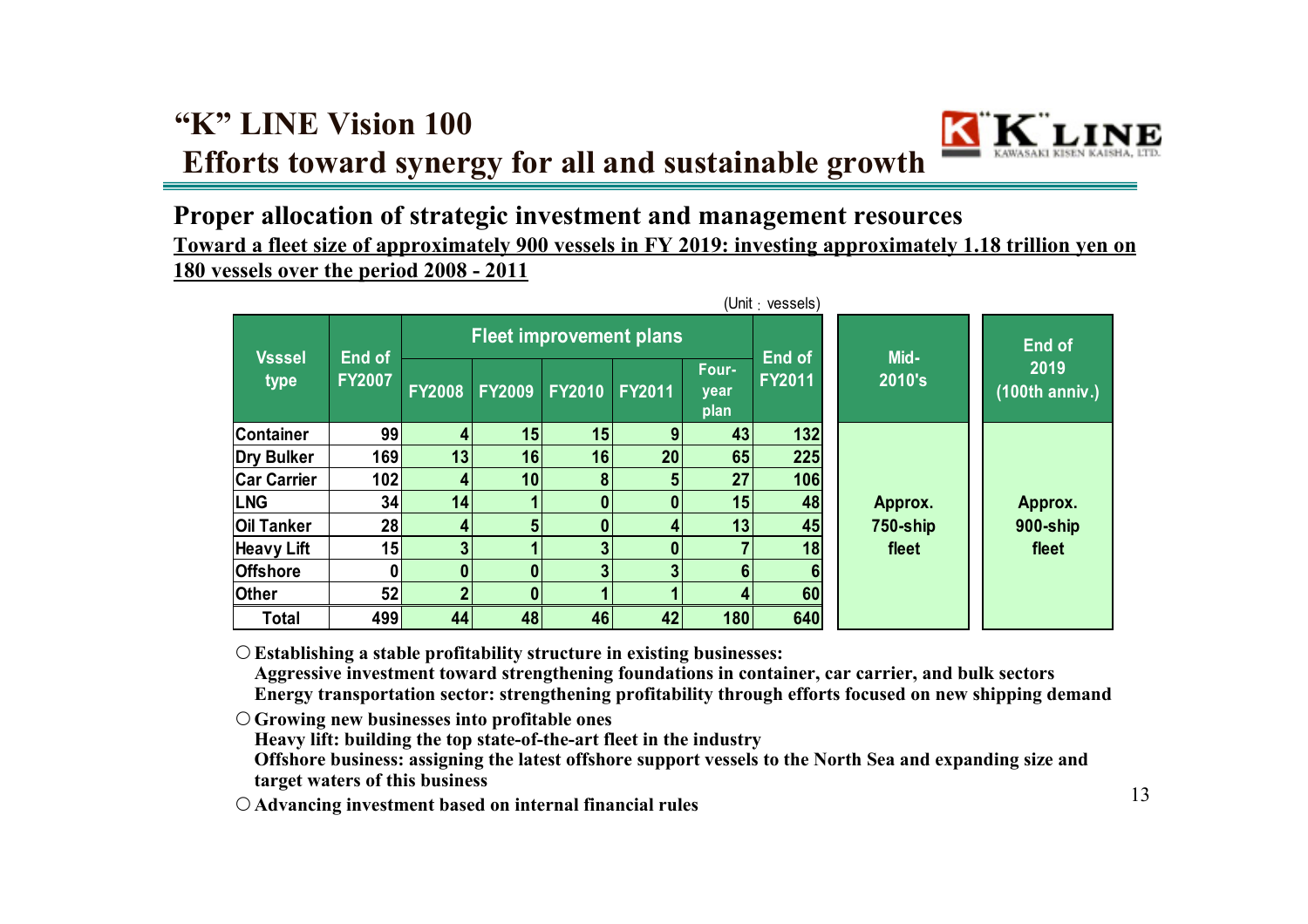# "K" LINE Vision 100

## Efforts toward synergy for all and sustainable growth

### Proper allocation of strategic investment and management resources

**Toward a fleet size of approximately 900 vessels in FY 2019: investing approximately 1.18 trillion yen on 180 vessels over the period 2008 - 2011**

(Unit：vessels)

| Vsssel type | End of FY2007 | Fleet improvement plans | | | | | End of FY2011 | Mid-2010's | End of 2019 (100th anniv.) |
|---|---|---|---|---|---|---|---|---|---|
| | | FY2008 | FY2009 | FY2010 | FY2011 | Four-year plan | | | |
| Container | 99 | 4 | 15 | 15 | 9 | 43 | 132 | Approx. 750-ship fleet | Approx. 900-ship fleet |
| Dry Bulker | 169 | 13 | 16 | 16 | 20 | 65 | 225 | | |
| Car Carrier | 102 | 4 | 10 | 8 | 5 | 27 | 106 | | |
| LNG | 34 | 14 | 1 | 0 | 0 | 15 | 48 | | |
| Oil Tanker | 28 | 4 | 5 | 0 | 4 | 13 | 45 | | |
| Heavy Lift | 15 | 3 | 1 | 3 | 0 | 7 | 18 | | |
| Offshore | 0 | 0 | 0 | 3 | 3 | 6 | 6 | | |
| Other | 52 | 2 | 0 | 1 | 1 | 4 | 60 | | |
| Total | 499 | 44 | 48 | 46 | 42 | 180 | 640 | | |

- **Establishing a stable profitability structure in existing businesses:**
  **Aggressive investment toward strengthening foundations in container, car carrier, and bulk sectors**
  **Energy transportation sector: strengthening profitability through efforts focused on new shipping demand**
- **Growing new businesses into profitable ones**
  **Heavy lift: building the top state-of-the-art fleet in the industry**
  **Offshore business: assigning the latest offshore support vessels to the North Sea and expanding size and target waters of this business**
- **Advancing investment based on internal financial rules**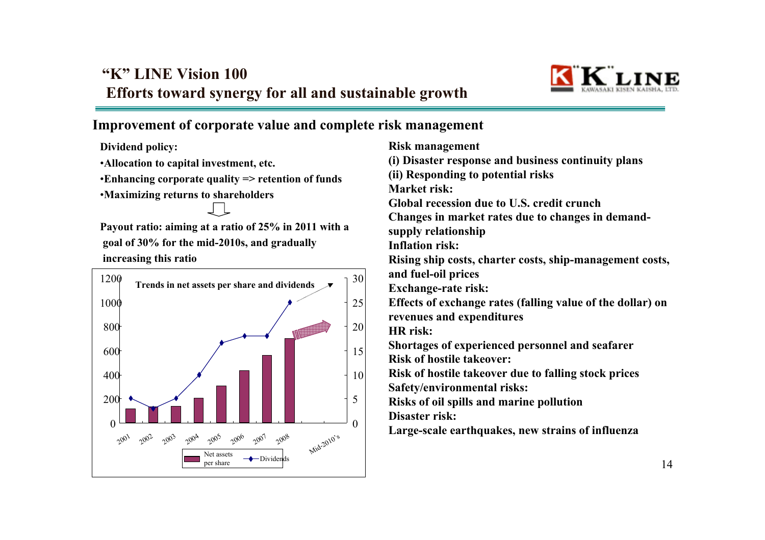# "K" LINE Vision 100

## Efforts toward synergy for all and sustainable growth

### Improvement of corporate value and complete risk management

**Dividend policy:**

- **Allocation to capital investment, etc.**
- **Enhancing corporate quality => retention of funds**
- **Maximizing returns to shareholders**

**Payout ratio: aiming at a ratio of 25% in 2011 with a goal of 30% for the mid-2010s, and gradually increasing this ratio**

**Trends in net assets per share and dividends**

| Year | Net assets per share | Dividends |
|---|---|---|
| 2001 | 120 | 5 |
| 2002 | 140 | 3 |
| 2003 | 140 | 5 |
| 2004 | 210 | 10 |
| 2005 | 310 | 16.75 |
| 2006 | 440 | 18 |
| 2007 | 560 | 18 |
| 2008 | 700 | 25 |
| Mid-2010's | | |

**Risk management**

**(i) Disaster response and business continuity plans**

**(ii) Responding to potential risks**

**Market risk:**
**Global recession due to U.S. credit crunch**
**Changes in market rates due to changes in demand-supply relationship**

**Inflation risk:**
**Rising ship costs, charter costs, ship-management costs, and fuel-oil prices**

**Exchange-rate risk:**
**Effects of exchange rates (falling value of the dollar) on revenues and expenditures**

**HR risk:**
**Shortages of experienced personnel and seafarer**

**Risk of hostile takeover:**
**Risk of hostile takeover due to falling stock prices**

**Safety/environmental risks:**
**Risks of oil spills and marine pollution**

**Disaster risk:**
**Large-scale earthquakes, new strains of influenza**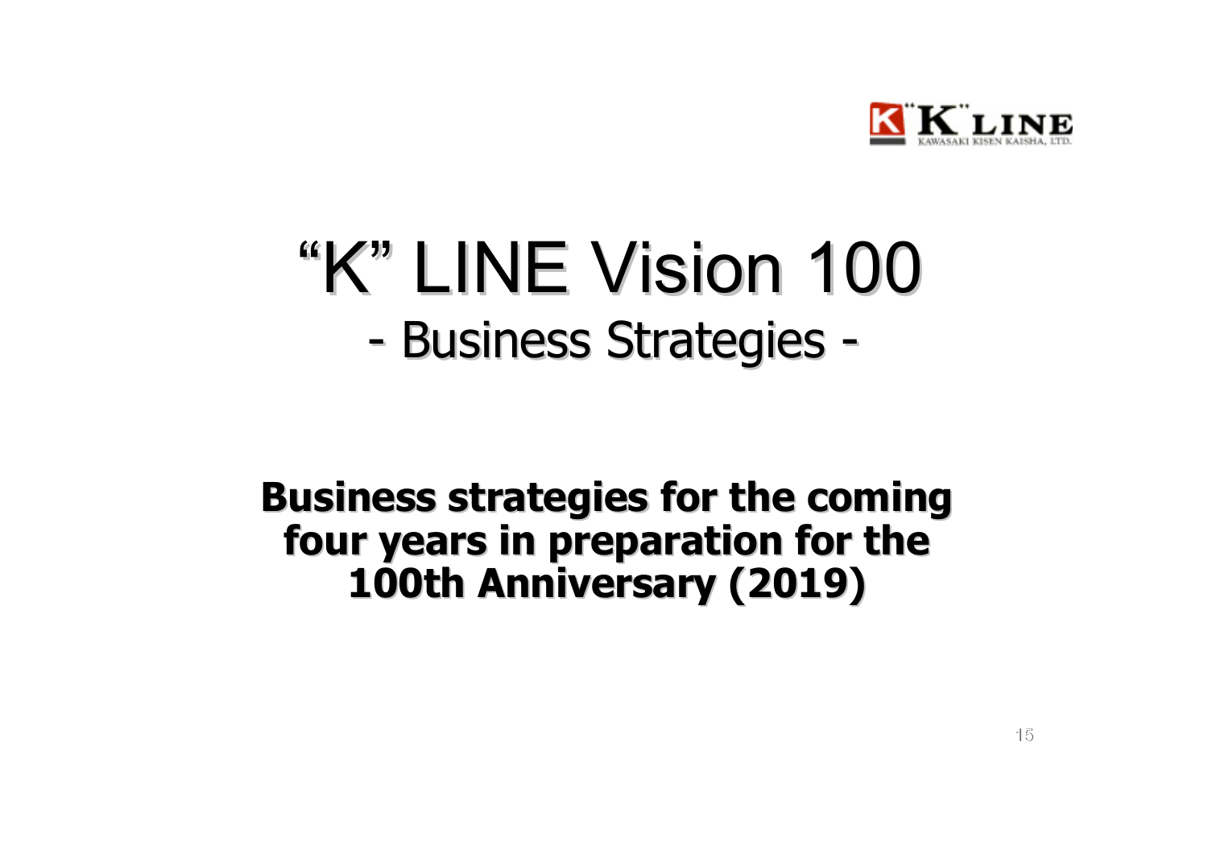# “K” LINE Vision 100

## - Business Strategies -

**Business strategies for the coming four years in preparation for the 100th Anniversary (2019)**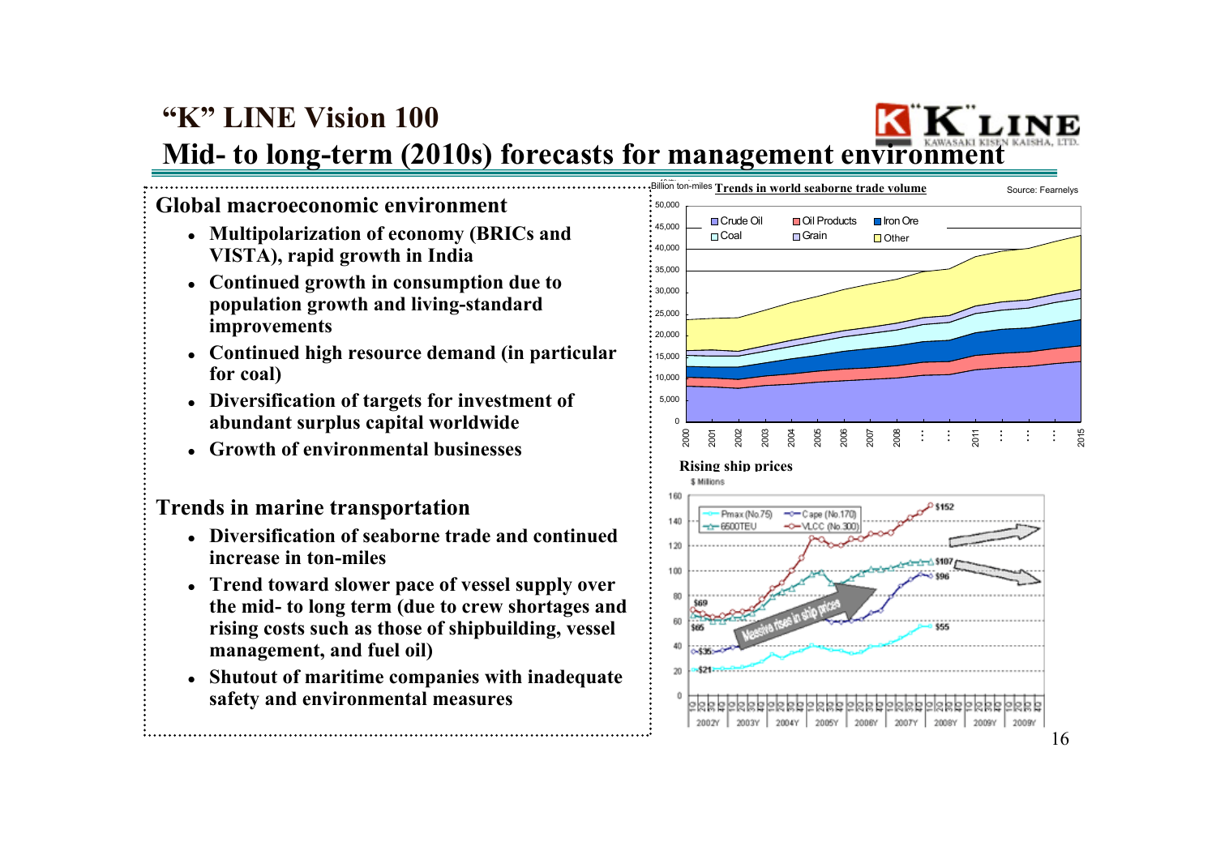# "K" LINE Vision 100

## Mid- to long-term (2010s) forecasts for management environment

### Global macroeconomic environment

- **Multipolarization of economy (BRICs and VISTA), rapid growth in India**
- **Continued growth in consumption due to population growth and living-standard improvements**
- **Continued high resource demand (in particular for coal)**
- **Diversification of targets for investment of abundant surplus capital worldwide**
- **Growth of environmental businesses**

### Trends in marine transportation

- **Diversification of seaborne trade and continued increase in ton-miles**
- **Trend toward slower pace of vessel supply over the mid- to long term (due to crew shortages and rising costs such as those of shipbuilding, vessel management, and fuel oil)**
- **Shutout of maritime companies with inadequate safety and environmental measures**

**Trends in world seaborne trade volume**

Billion ton-miles

Source: Fearnleys

**Rising ship prices**

$ Millions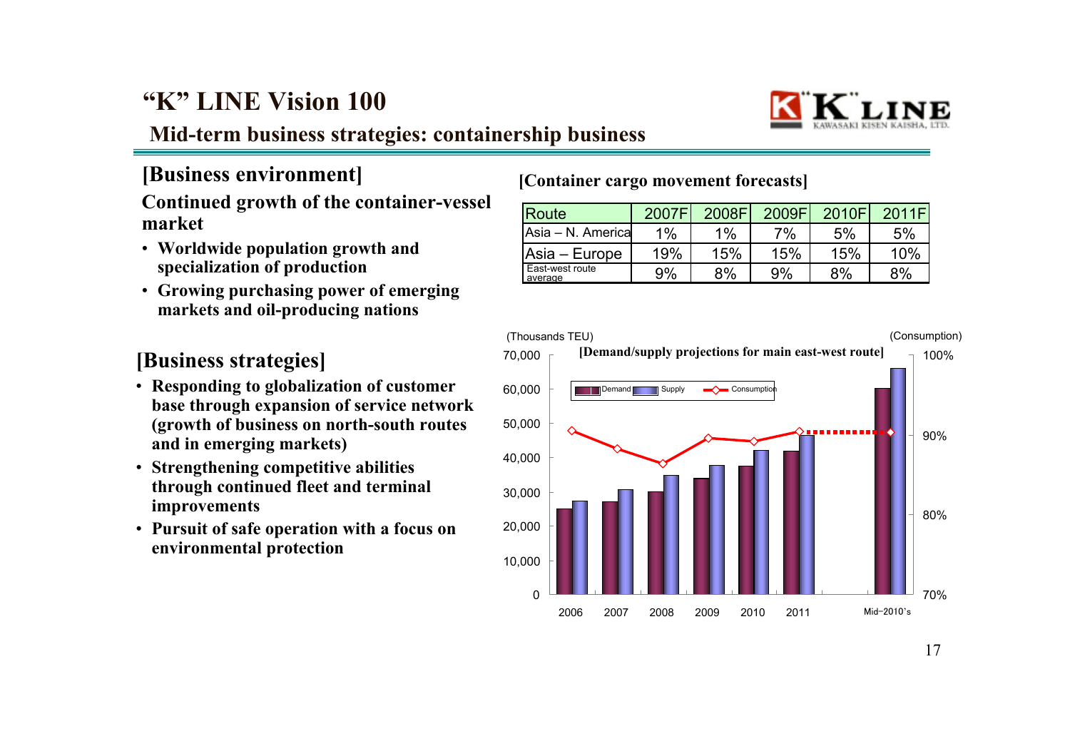# "K" LINE Vision 100

## Mid-term business strategies: containership business

### [Business environment]

**Continued growth of the container-vessel market**

- **Worldwide population growth and specialization of production**
- **Growing purchasing power of emerging markets and oil-producing nations**

### [Business strategies]

- **Responding to globalization of customer base through expansion of service network (growth of business on north-south routes and in emerging markets)**
- **Strengthening competitive abilities through continued fleet and terminal improvements**
- **Pursuit of safe operation with a focus on environmental protection**

**[Container cargo movement forecasts]**

| Route | 2007F | 2008F | 2009F | 2010F | 2011F |
|---|---|---|---|---|---|
| Asia – N. America | 1% | 1% | 7% | 5% | 5% |
| Asia – Europe | 19% | 15% | 15% | 15% | 10% |
| East-west route average | 9% | 8% | 9% | 8% | 8% |

**[Demand/supply projections for main east-west route]**

(Thousands TEU) / (Consumption)

Legend: Demand, Supply, Consumption

Left axis: 0, 10,000, 20,000, 30,000, 40,000, 50,000, 60,000, 70,000
Right axis: 70%, 80%, 90%, 100%

X-axis: 2006, 2007, 2008, 2009, 2010, 2011, Mid-2010's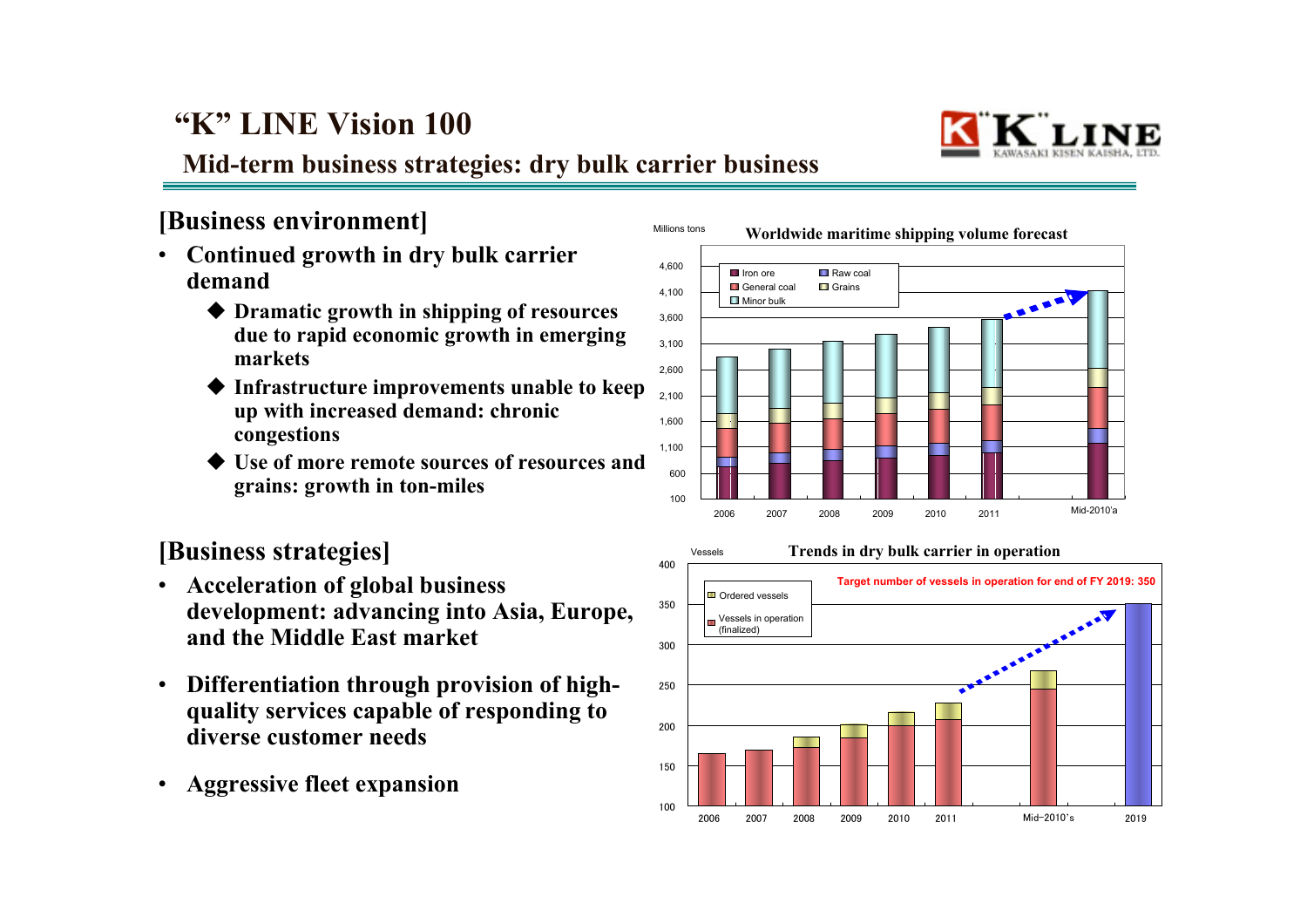# "K" LINE Vision 100

## Mid-term business strategies: dry bulk carrier business

### [Business environment]

- **Continued growth in dry bulk carrier demand**
  - ◆ **Dramatic growth in shipping of resources due to rapid economic growth in emerging markets**
  - ◆ **Infrastructure improvements unable to keep up with increased demand: chronic congestions**
  - ◆ **Use of more remote sources of resources and grains: growth in ton-miles**

**Worldwide maritime shipping volume forecast**

Millions tons

Iron ore / Raw coal / General coal / Grains / Minor bulk

2006 | 2007 | 2008 | 2009 | 2010 | 2011 | Mid-2010's

### [Business strategies]

- **Acceleration of global business development: advancing into Asia, Europe, and the Middle East market**
- **Differentiation through provision of high-quality services capable of responding to diverse customer needs**
- **Aggressive fleet expansion**

**Trends in dry bulk carrier in operation**

Vessels

Ordered vessels / Vessels in operation (finalized)

Target number of vessels in operation for end of FY 2019: 350

2006 | 2007 | 2008 | 2009 | 2010 | 2011 | Mid-2010's | 2019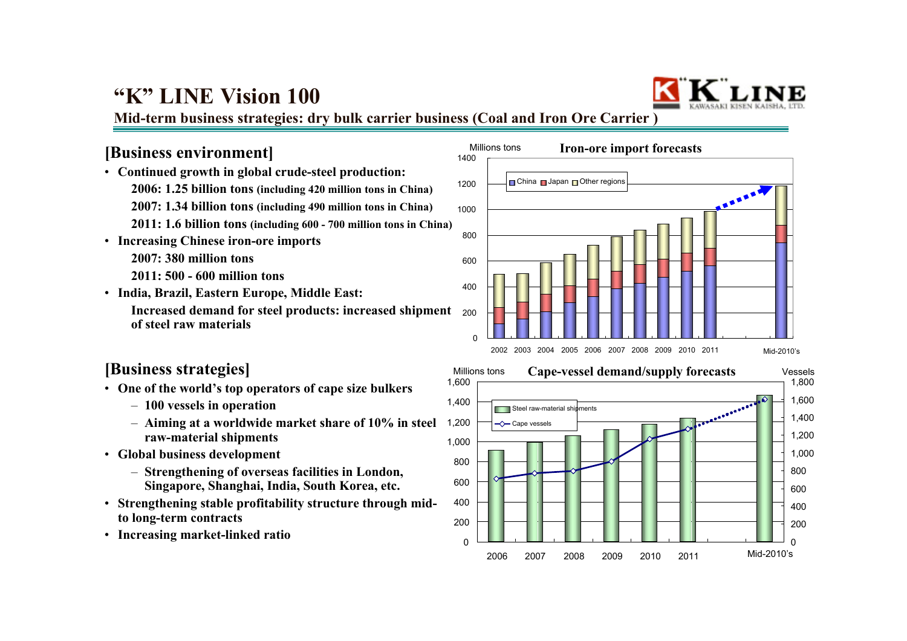# "K" LINE Vision 100

## Mid-term business strategies: dry bulk carrier business (Coal and Iron Ore Carrier )

### [Business environment]

- **Continued growth in global crude-steel production:**
  - **2006: 1.25 billion tons** (including 420 million tons in China)
  - **2007: 1.34 billion tons** (including 490 million tons in China)
  - **2011: 1.6 billion tons** (including 600 - 700 million tons in China)
- **Increasing Chinese iron-ore imports**
  - **2007: 380 million tons**
  - **2011: 500 - 600 million tons**
- **India, Brazil, Eastern Europe, Middle East:**
  - **Increased demand for steel products: increased shipment of steel raw materials**

### [Business strategies]

- **One of the world's top operators of cape size bulkers**
  - **100 vessels in operation**
  - **Aiming at a worldwide market share of 10% in steel raw-material shipments**
- **Global business development**
  - **Strengthening of overseas facilities in London, Singapore, Shanghai, India, South Korea, etc.**
- **Strengthening stable profitability structure through mid- to long-term contracts**
- **Increasing market-linked ratio**

**Iron-ore import forecasts** (Millions tons)

Legend: China, Japan, Other regions

Years: 2002, 2003, 2004, 2005, 2006, 2007, 2008, 2009, 2010, 2011, Mid-2010's

**Cape-vessel demand/supply forecasts** (Millions tons / Vessels)

Legend: Steel raw-material shipments, Cape vessels

Years: 2006, 2007, 2008, 2009, 2010, 2011, Mid-2010's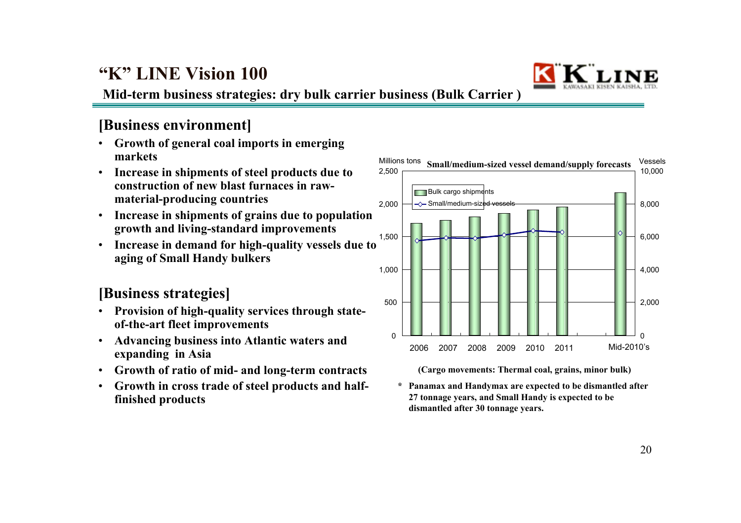# "K" LINE Vision 100

## Mid-term business strategies: dry bulk carrier business (Bulk Carrier )

### [Business environment]

- **Growth of general coal imports in emerging markets**
- **Increase in shipments of steel products due to construction of new blast furnaces in raw-material-producing countries**
- **Increase in shipments of grains due to population growth and living-standard improvements**
- **Increase in demand for high-quality vessels due to aging of Small Handy bulkers**

### [Business strategies]

- **Provision of high-quality services through state-of-the-art fleet improvements**
- **Advancing business into Atlantic waters and expanding in Asia**
- **Growth of ratio of mid- and long-term contracts**
- **Growth in cross trade of steel products and half-finished products**

**Small/medium-sized vessel demand/supply forecasts**

Millions tons (left axis: 0–2,500) / Vessels (right axis: 0–10,000)

Legend: Bulk cargo shipments; Small/medium-sized vessels

X-axis: 2006, 2007, 2008, 2009, 2010, 2011, Mid-2010's

**(Cargo movements: Thermal coal, grains, minor bulk)**

**\* Panamax and Handymax are expected to be dismantled after 27 tonnage years, and Small Handy is expected to be dismantled after 30 tonnage years.**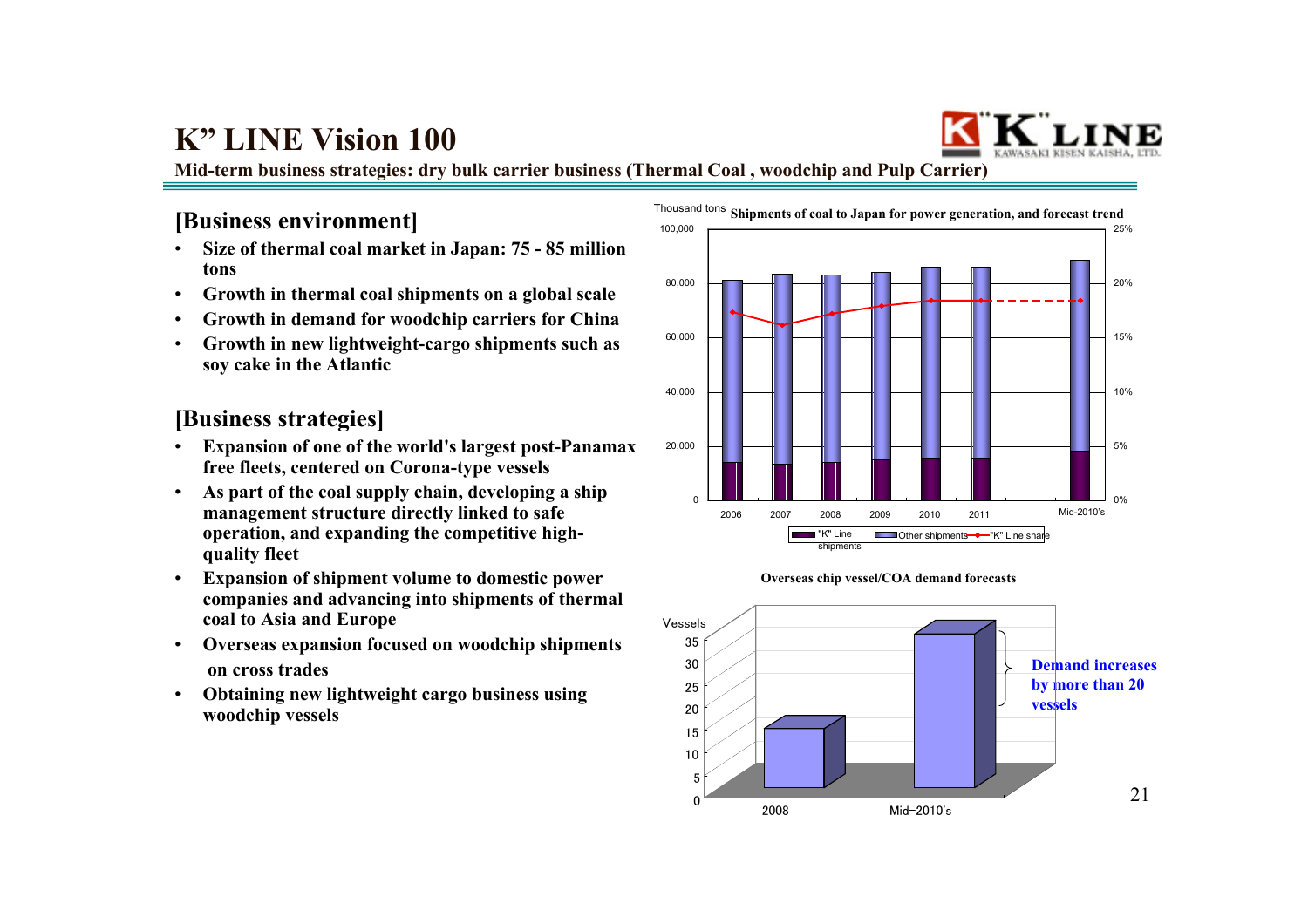# K" LINE Vision 100

**Mid-term business strategies: dry bulk carrier business (Thermal Coal , woodchip and Pulp Carrier)**

## [Business environment]

- **Size of thermal coal market in Japan: 75 - 85 million tons**
- **Growth in thermal coal shipments on a global scale**
- **Growth in demand for woodchip carriers for China**
- **Growth in new lightweight-cargo shipments such as soy cake in the Atlantic**

## [Business strategies]

- **Expansion of one of the world's largest post-Panamax free fleets, centered on Corona-type vessels**
- **As part of the coal supply chain, developing a ship management structure directly linked to safe operation, and expanding the competitive high-quality fleet**
- **Expansion of shipment volume to domestic power companies and advancing into shipments of thermal coal to Asia and Europe**
- **Overseas expansion focused on woodchip shipments on cross trades**
- **Obtaining new lightweight cargo business using woodchip vessels**

**Shipments of coal to Japan for power generation, and forecast trend**

Thousand tons

Legend: "K" Line shipments / Other shipments / "K" Line share

Years: 2006, 2007, 2008, 2009, 2010, 2011, Mid-2010's

**Overseas chip vessel/COA demand forecasts**

Vessels: 2008, Mid-2010's

**Demand increases by more than 20 vessels**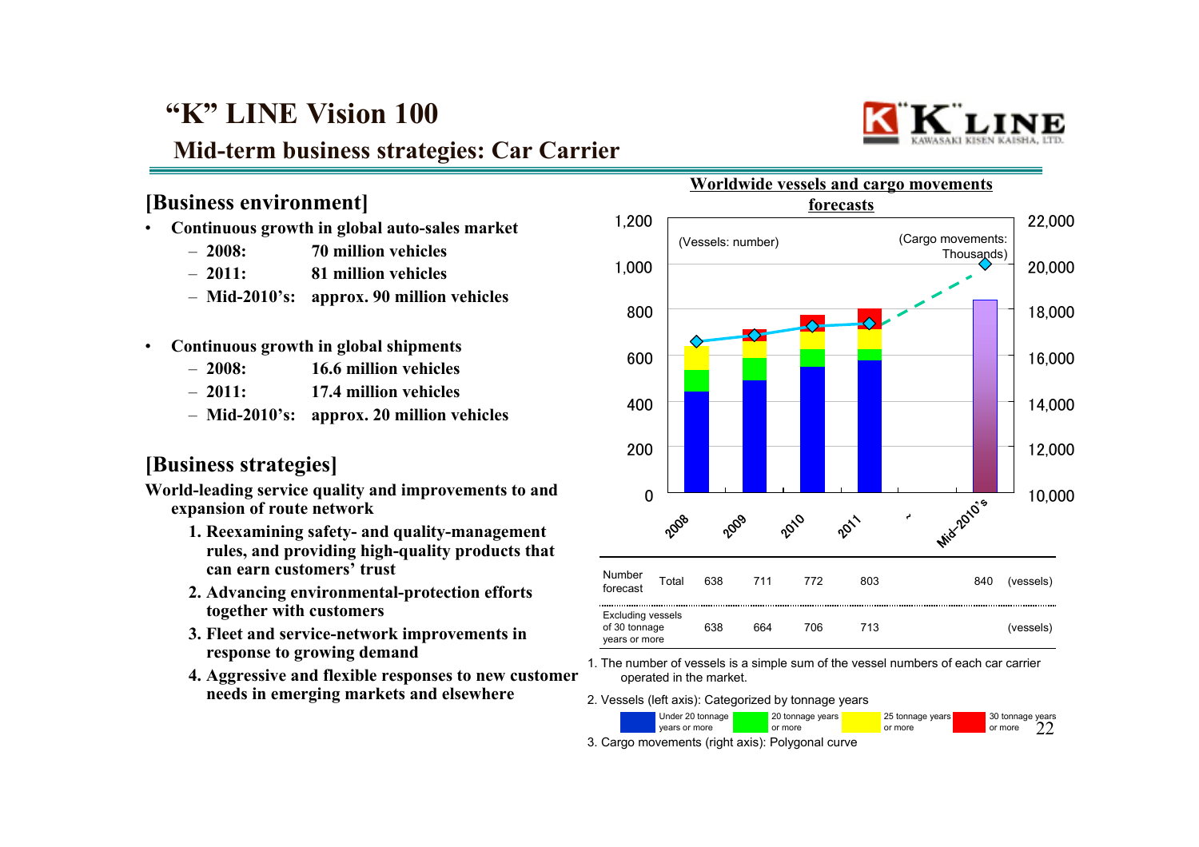# "K" LINE Vision 100

## Mid-term business strategies: Car Carrier

### [Business environment]

- **Continuous growth in global auto-sales market**
  - **2008: 70 million vehicles**
  - **2011: 81 million vehicles**
  - **Mid-2010's: approx. 90 million vehicles**

- **Continuous growth in global shipments**
  - **2008: 16.6 million vehicles**
  - **2011: 17.4 million vehicles**
  - **Mid-2010's: approx. 20 million vehicles**

### [Business strategies]

**World-leading service quality and improvements to and expansion of route network**

1. **Reexamining safety- and quality-management rules, and providing high-quality products that can earn customers' trust**
2. **Advancing environmental-protection efforts together with customers**
3. **Fleet and service-network improvements in response to growing demand**
4. **Aggressive and flexible responses to new customer needs in emerging markets and elsewhere**

**Worldwide vessels and cargo movements forecasts**

(Vessels: number) (Cargo movements: Thousands)

| | | 2008 | 2009 | 2010 | 2011 | ~ | Mid-2010's | |
|---|---|---|---|---|---|---|---|---|
| Number forecast | Total | 638 | 711 | 772 | 803 | | 840 | (vessels) |
| Excluding vessels of 30 tonnage years or more | | 638 | 664 | 706 | 713 | | | (vessels) |

1. The number of vessels is a simple sum of the vessel numbers of each car carrier operated in the market.
2. Vessels (left axis): Categorized by tonnage years — Under 20 tonnage years or more; 20 tonnage years or more; 25 tonnage years or more; 30 tonnage years or more
3. Cargo movements (right axis): Polygonal curve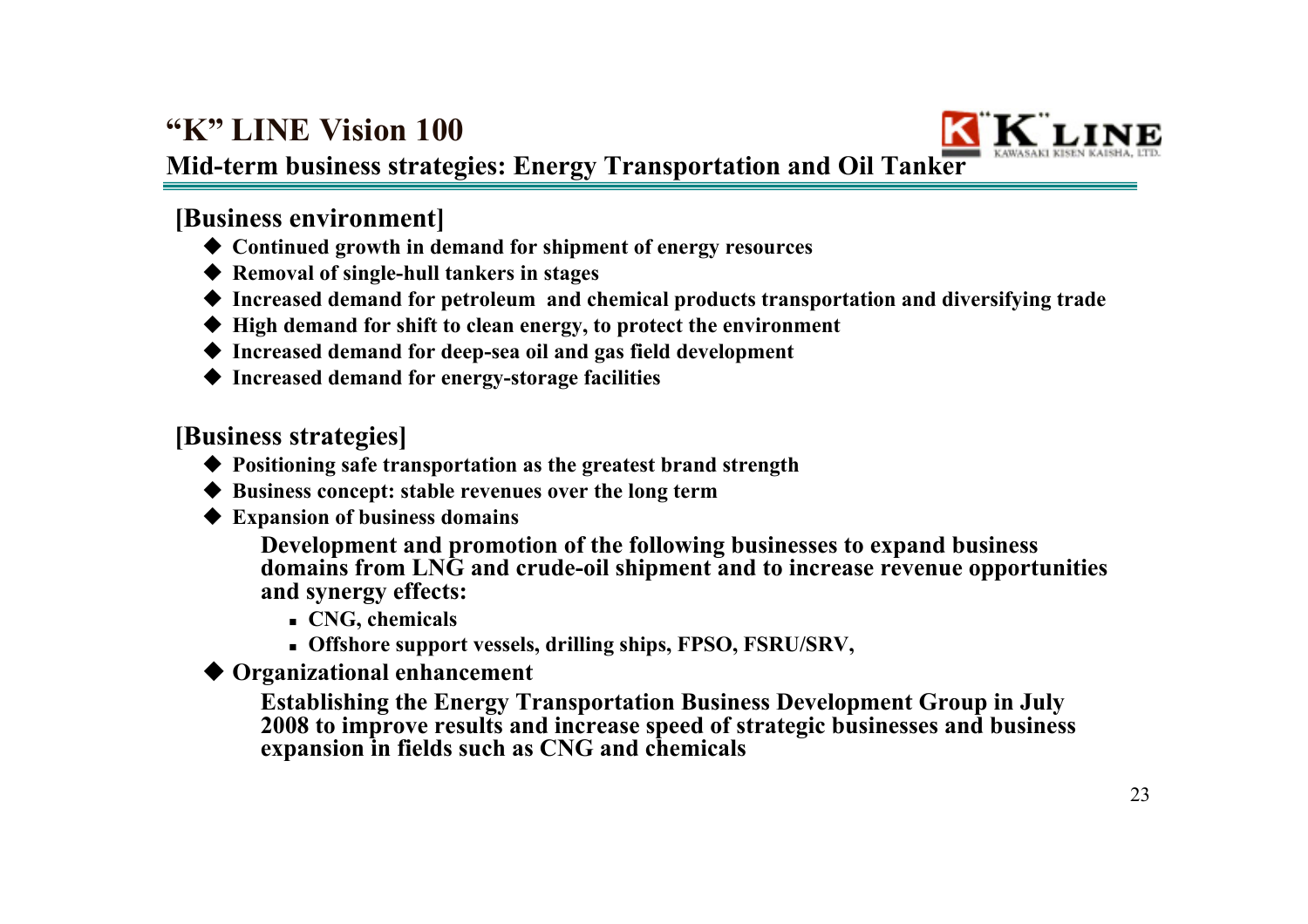# "K" LINE Vision 100

## Mid-term business strategies: Energy Transportation and Oil Tanker

### [Business environment]

- **Continued growth in demand for shipment of energy resources**
- **Removal of single-hull tankers in stages**
- **Increased demand for petroleum and chemical products transportation and diversifying trade**
- **High demand for shift to clean energy, to protect the environment**
- **Increased demand for deep-sea oil and gas field development**
- **Increased demand for energy-storage facilities**

### [Business strategies]

- **Positioning safe transportation as the greatest brand strength**
- **Business concept: stable revenues over the long term**
- **Expansion of business domains**

  **Development and promotion of the following businesses to expand business domains from LNG and crude-oil shipment and to increase revenue opportunities and synergy effects:**

  - **CNG, chemicals**
  - **Offshore support vessels, drilling ships, FPSO, FSRU/SRV,**

- **Organizational enhancement**

  **Establishing the Energy Transportation Business Development Group in July 2008 to improve results and increase speed of strategic businesses and business expansion in fields such as CNG and chemicals**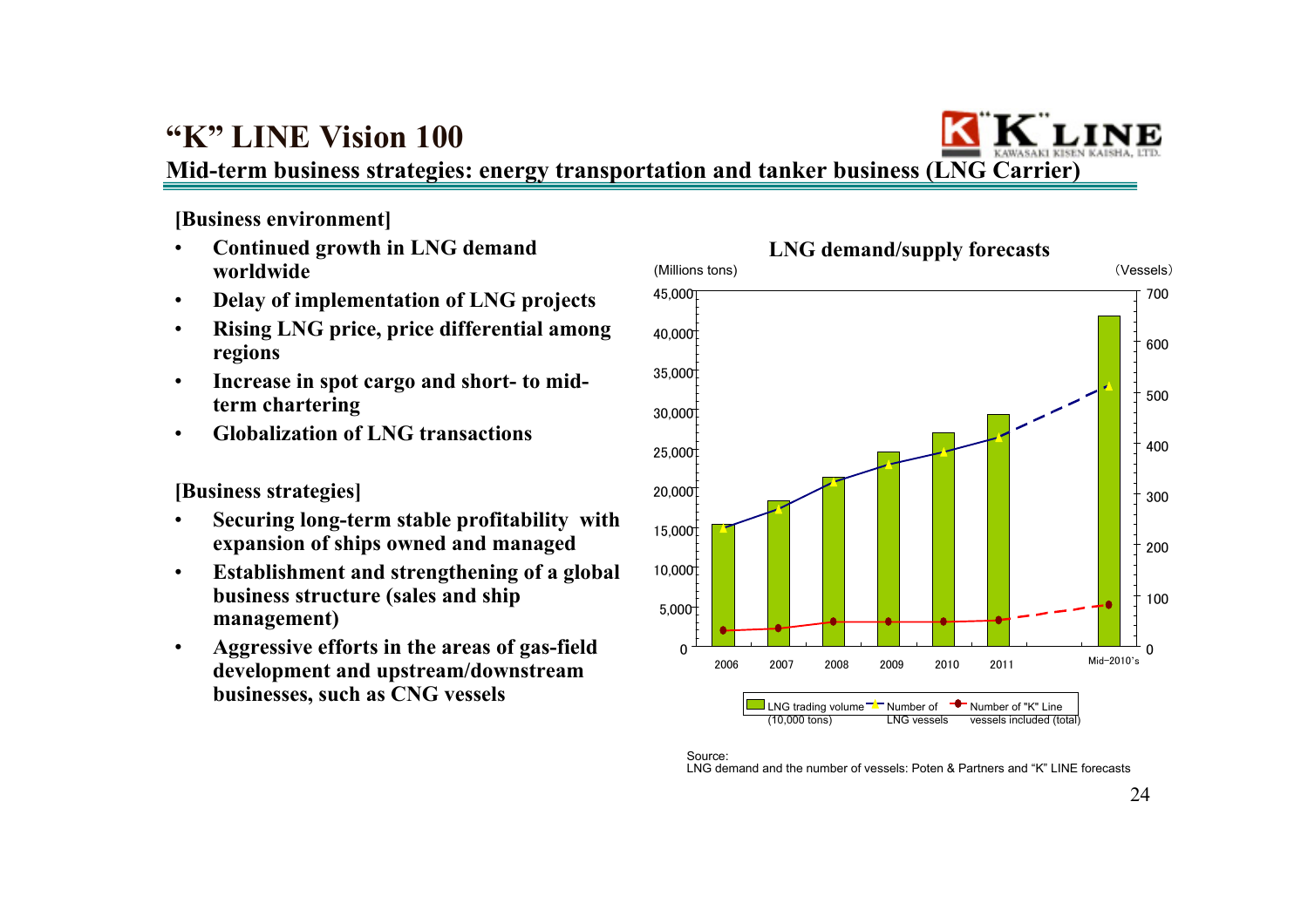# "K" LINE Vision 100

## Mid-term business strategies: energy transportation and tanker business (LNG Carrier)

**[Business environment]**

- **Continued growth in LNG demand worldwide**
- **Delay of implementation of LNG projects**
- **Rising LNG price, price differential among regions**
- **Increase in spot cargo and short- to mid-term chartering**
- **Globalization of LNG transactions**

**[Business strategies]**

- **Securing long-term stable profitability with expansion of ships owned and managed**
- **Establishment and strengthening of a global business structure (sales and ship management)**
- **Aggressive efforts in the areas of gas-field development and upstream/downstream businesses, such as CNG vessels**

**LNG demand/supply forecasts**

(Millions tons) (Vessels)

Legend: LNG trading volume (10,000 tons); Number of LNG vessels; Number of "K" Line vessels included (total)

X-axis: 2006, 2007, 2008, 2009, 2010, 2011, Mid-2010's

Left axis: 0 – 45,000; Right axis: 0 – 700

Source:
LNG demand and the number of vessels: Poten & Partners and "K" LINE forecasts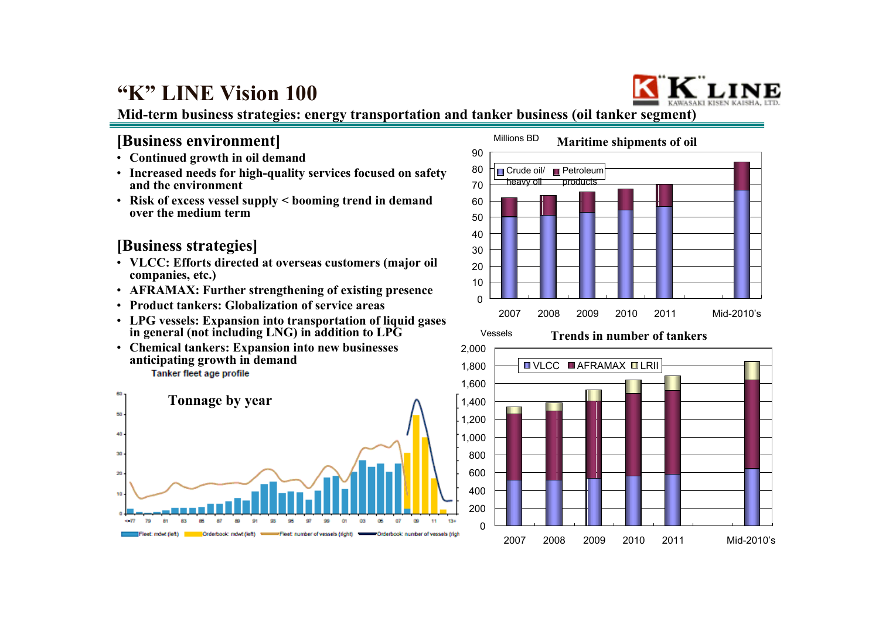# "K" LINE Vision 100

## Mid-term business strategies: energy transportation and tanker business (oil tanker segment)

### [Business environment]

- Continued growth in oil demand
- Increased needs for high-quality services focused on safety and the environment
- Risk of excess vessel supply < booming trend in demand over the medium term

### [Business strategies]

- VLCC: Efforts directed at overseas customers (major oil companies, etc.)
- AFRAMAX: Further strengthening of existing presence
- Product tankers: Globalization of service areas
- LPG vessels: Expansion into transportation of liquid gases in general (not including LNG) in addition to LPG
- Chemical tankers: Expansion into new businesses anticipating growth in demand

Tanker fleet age profile

**Tonnage by year**

Fleet: mdwt (left) / Orderbook: mdwt (left) / Fleet: number of vessels (right) / Orderbook: number of vessels (right)

**Maritime shipments of oil**

Millions BD

Crude oil/heavy oil / Petroleum products

2007, 2008, 2009, 2010, 2011, Mid-2010's

**Trends in number of tankers**

Vessels

VLCC / AFRAMAX / LRII

2007, 2008, 2009, 2010, 2011, Mid-2010's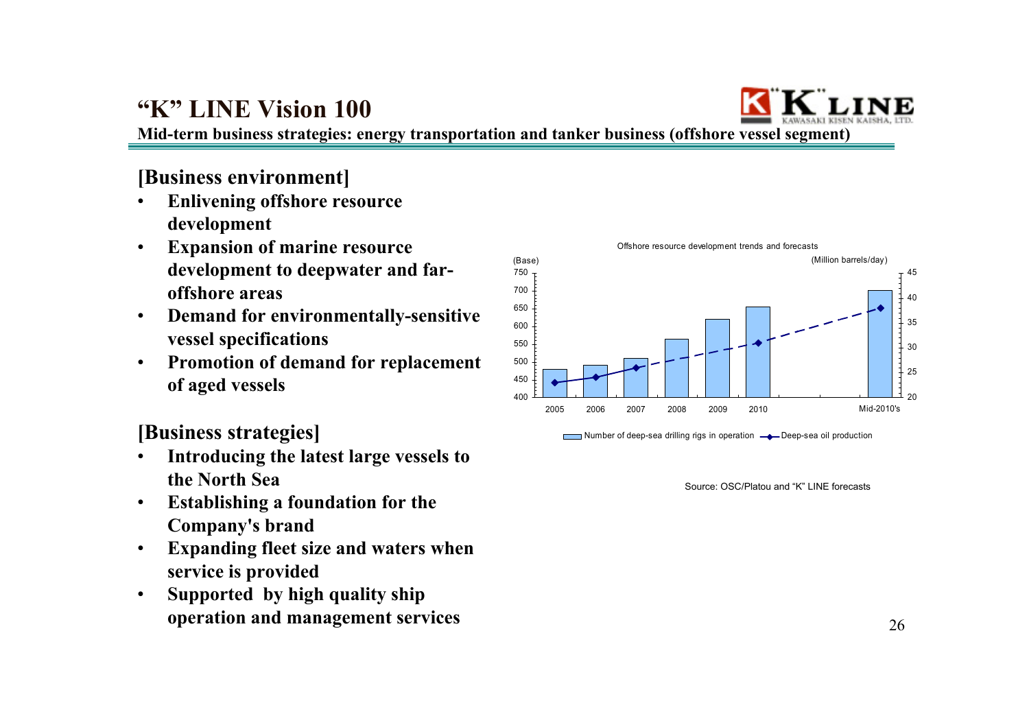# "K" LINE Vision 100

**Mid-term business strategies: energy transportation and tanker business (offshore vessel segment)**

## [Business environment]

- **Enlivening offshore resource development**
- **Expansion of marine resource development to deepwater and far-offshore areas**
- **Demand for environmentally-sensitive vessel specifications**
- **Promotion of demand for replacement of aged vessels**

## [Business strategies]

- **Introducing the latest large vessels to the North Sea**
- **Establishing a foundation for the Company's brand**
- **Expanding fleet size and waters when service is provided**
- **Supported by high quality ship operation and management services**

Offshore resource development trends and forecasts

(Base) / (Million barrels/day)

Number of deep-sea drilling rigs in operation — Deep-sea oil production

2005, 2006, 2007, 2008, 2009, 2010, Mid-2010's

Source: OSC/Platou and "K" LINE forecasts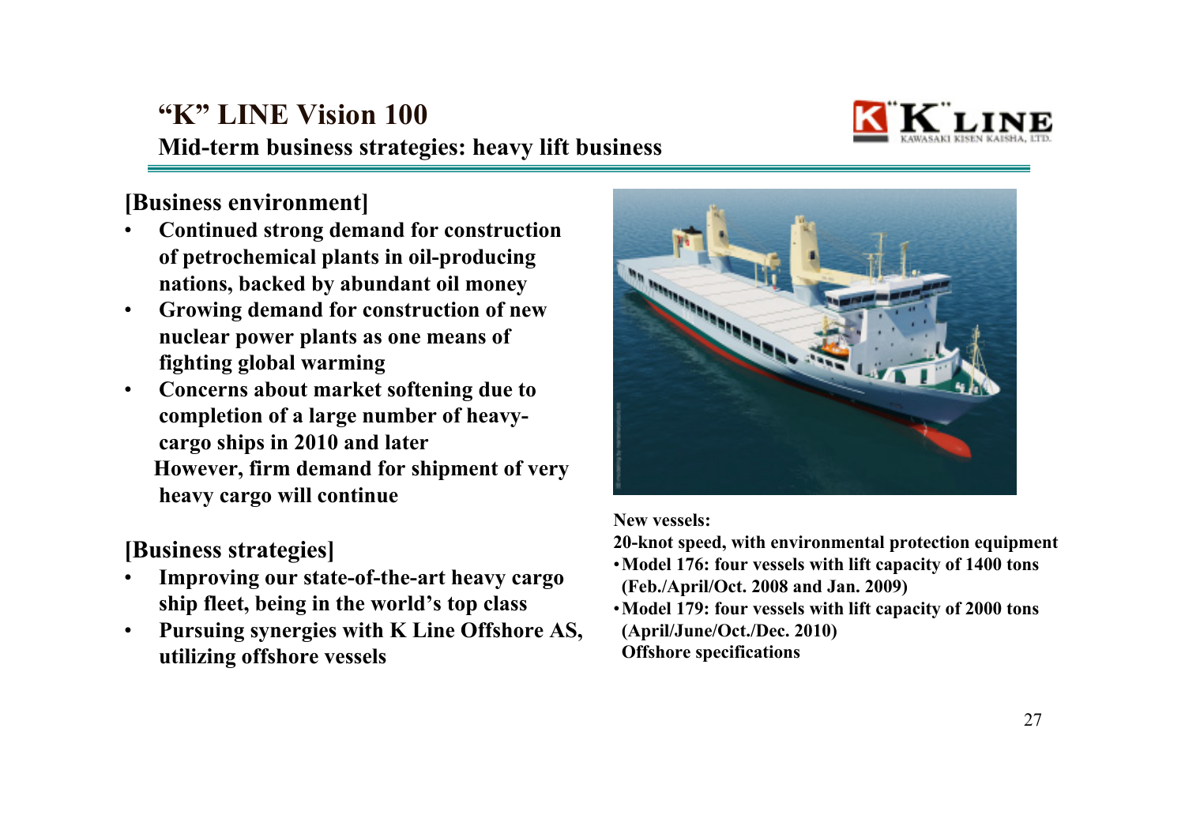# "K" LINE Vision 100

## Mid-term business strategies: heavy lift business

### [Business environment]

- Continued strong demand for construction of petrochemical plants in oil-producing nations, backed by abundant oil money
- Growing demand for construction of new nuclear power plants as one means of fighting global warming
- Concerns about market softening due to completion of a large number of heavy-cargo ships in 2010 and later
  However, firm demand for shipment of very heavy cargo will continue

### [Business strategies]

- Improving our state-of-the-art heavy cargo ship fleet, being in the world's top class
- Pursuing synergies with K Line Offshore AS, utilizing offshore vessels

**New vessels:**

**20-knot speed, with environmental protection equipment**

- **Model 176: four vessels with lift capacity of 1400 tons (Feb./April/Oct. 2008 and Jan. 2009)**
- **Model 179: four vessels with lift capacity of 2000 tons (April/June/Oct./Dec. 2010) Offshore specifications**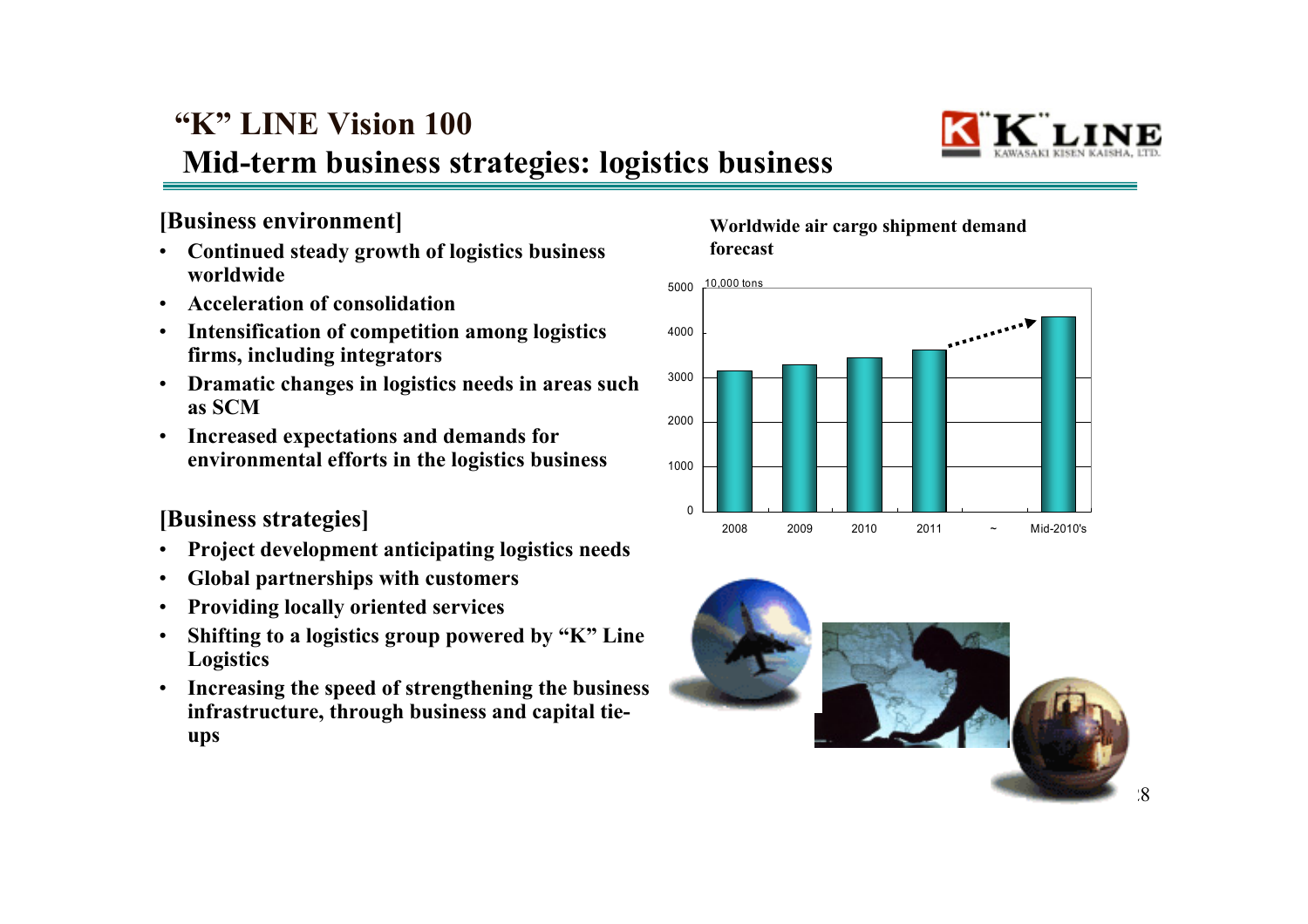# "K" LINE Vision 100
## Mid-term business strategies: logistics business

### [Business environment]

- Continued steady growth of logistics business worldwide
- Acceleration of consolidation
- Intensification of competition among logistics firms, including integrators
- Dramatic changes in logistics needs in areas such as SCM
- Increased expectations and demands for environmental efforts in the logistics business

### [Business strategies]

- Project development anticipating logistics needs
- Global partnerships with customers
- Providing locally oriented services
- Shifting to a logistics group powered by "K" Line Logistics
- Increasing the speed of strengthening the business infrastructure, through business and capital tie-ups

**Worldwide air cargo shipment demand forecast**

10,000 tons

| Year | Demand (approx.) |
|---|---|
| 2008 | ~3150 |
| 2009 | ~3300 |
| 2010 | ~3450 |
| 2011 | ~3620 |
| ~ | |
| Mid-2010's | ~4370 |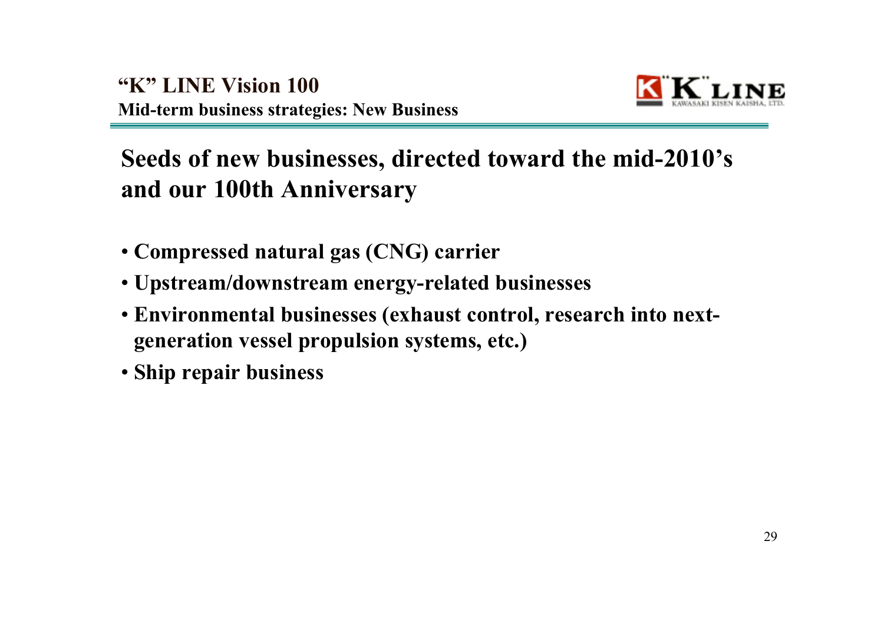# "K" LINE Vision 100

**Mid-term business strategies: New Business**

## Seeds of new businesses, directed toward the mid-2010's and our 100th Anniversary

- **Compressed natural gas (CNG) carrier**
- **Upstream/downstream energy-related businesses**
- **Environmental businesses (exhaust control, research into next-generation vessel propulsion systems, etc.)**
- **Ship repair business**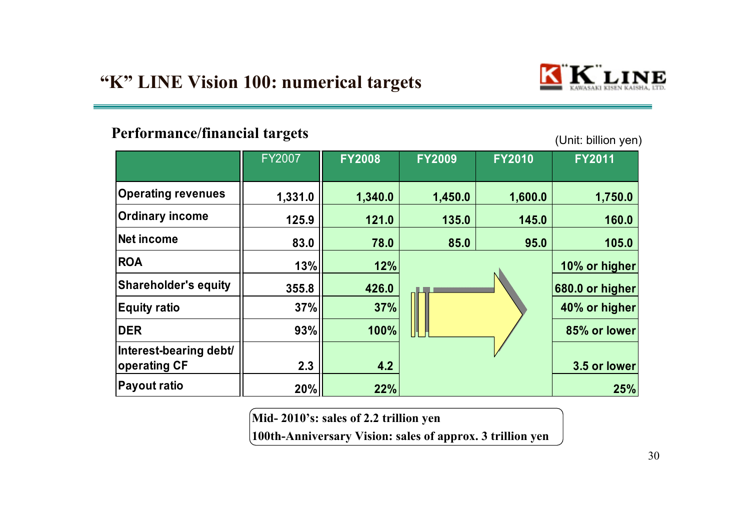# "K" LINE Vision 100: numerical targets

## Performance/financial targets

(Unit: billion yen)

| | FY2007 | FY2008 | FY2009 | FY2010 | FY2011 |
|---|---|---|---|---|---|
| Operating revenues | 1,331.0 | 1,340.0 | 1,450.0 | 1,600.0 | 1,750.0 |
| Ordinary income | 125.9 | 121.0 | 135.0 | 145.0 | 160.0 |
| Net income | 83.0 | 78.0 | 85.0 | 95.0 | 105.0 |
| ROA | 13% | 12% | | | 10% or higher |
| Shareholder's equity | 355.8 | 426.0 | | | 680.0 or higher |
| Equity ratio | 37% | 37% | | | 40% or higher |
| DER | 93% | 100% | | | 85% or lower |
| Interest-bearing debt/ operating CF | 2.3 | 4.2 | | | 3.5 or lower |
| Payout ratio | 20% | 22% | | | 25% |

**Mid- 2010's: sales of 2.2 trillion yen**

**100th-Anniversary Vision: sales of approx. 3 trillion yen**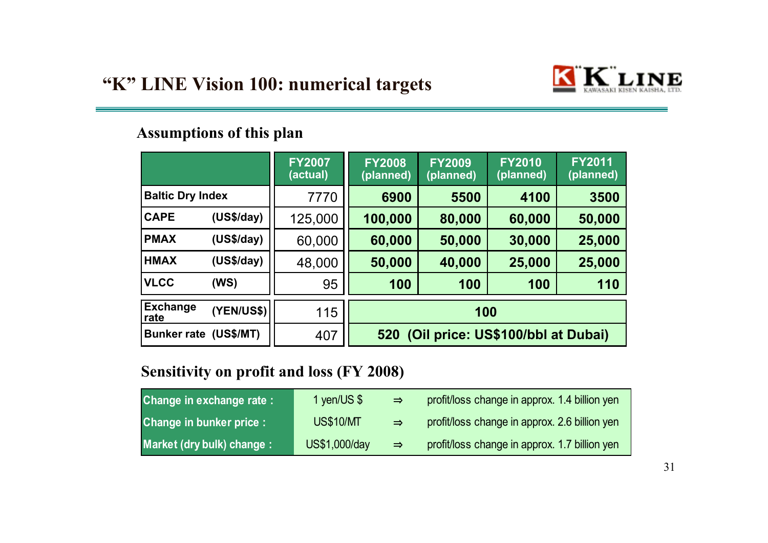# "K" LINE Vision 100: numerical targets

## Assumptions of this plan

| | | FY2007 (actual) | FY2008 (planned) | FY2009 (planned) | FY2010 (planned) | FY2011 (planned) |
|---|---|---|---|---|---|---|
| Baltic Dry Index | | 7770 | 6900 | 5500 | 4100 | 3500 |
| CAPE | (US$/day) | 125,000 | 100,000 | 80,000 | 60,000 | 50,000 |
| PMAX | (US$/day) | 60,000 | 60,000 | 50,000 | 30,000 | 25,000 |
| HMAX | (US$/day) | 48,000 | 50,000 | 40,000 | 25,000 | 25,000 |
| VLCC | (WS) | 95 | 100 | 100 | 100 | 110 |
| Exchange rate | (YEN/US$) | 115 | 100 | | | |
| Bunker rate | (US$/MT) | 407 | 520 (Oil price: US$100/bbl at Dubai) | | | |

## Sensitivity on profit and loss (FY 2008)

| | | | |
|---|---|---|---|
| Change in exchange rate : | 1 yen/US $ | ⇒ | profit/loss change in approx. 1.4 billion yen |
| Change in bunker price : | US$10/MT | ⇒ | profit/loss change in approx. 2.6 billion yen |
| Market (dry bulk) change : | US$1,000/day | ⇒ | profit/loss change in approx. 1.7 billion yen |